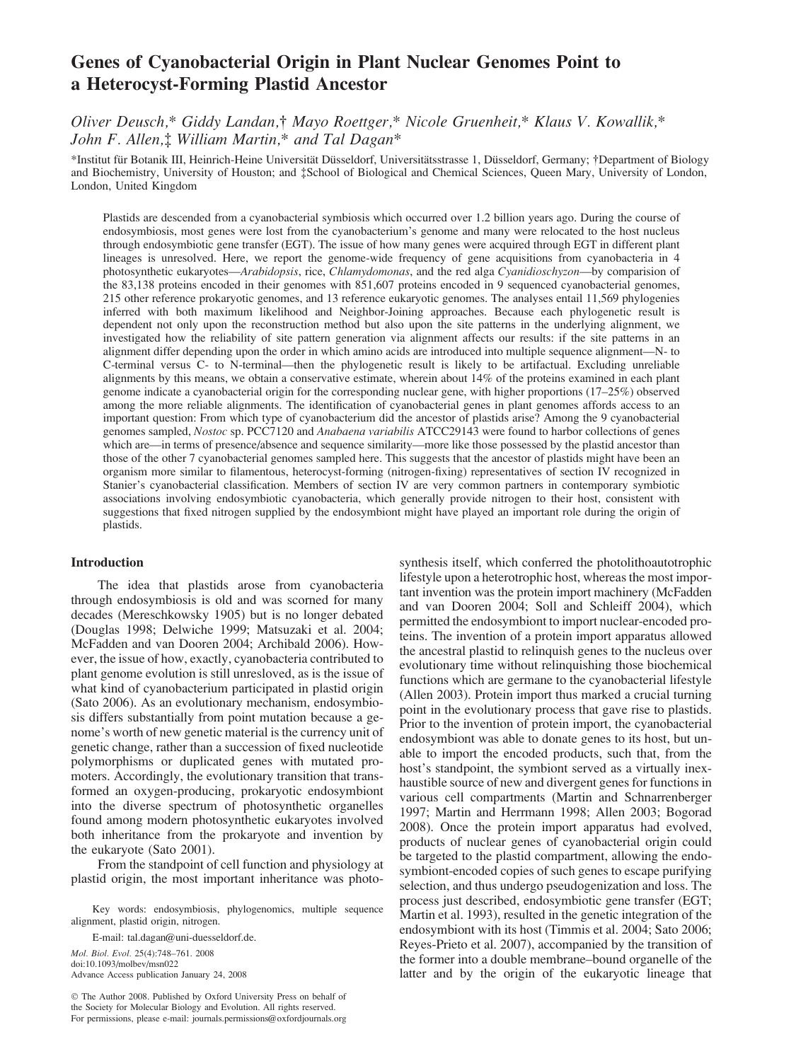# Genes of Cyanobacterial Origin in Plant Nuclear Genomes Point to a Heterocyst-Forming Plastid Ancestor

*Oliver Deusch,\* Giddy Landan,† Mayo Roettger,\* Nicole Gruenheit,\* Klaus V. Kowallik,\* John F. Allen,‡ William Martin,\* and Tal Dagan\**

\*Institut für Botanik III, Heinrich-Heine Universität Düsseldorf, Universitätsstrasse 1, Düsseldorf, Germany; †Department of Biology and Biochemistry, University of Houston; and ‡School of Biological and Chemical Sciences, Queen Mary, University of London, London, United Kingdom

Plastids are descended from a cyanobacterial symbiosis which occurred over 1.2 billion years ago. During the course of endosymbiosis, most genes were lost from the cyanobacterium's genome and many were relocated to the host nucleus through endosymbiotic gene transfer (EGT). The issue of how many genes were acquired through EGT in different plant lineages is unresolved. Here, we report the genome-wide frequency of gene acquisitions from cyanobacteria in 4 photosynthetic eukaryotes—*Arabidopsis*, rice, *Chlamydomonas*, and the red alga *Cyanidioschyzon*—by comparision of the 83,138 proteins encoded in their genomes with 851,607 proteins encoded in 9 sequenced cyanobacterial genomes, 215 other reference prokaryotic genomes, and 13 reference eukaryotic genomes. The analyses entail 11,569 phylogenies inferred with both maximum likelihood and Neighbor-Joining approaches. Because each phylogenetic result is dependent not only upon the reconstruction method but also upon the site patterns in the underlying alignment, we investigated how the reliability of site pattern generation via alignment affects our results: if the site patterns in an alignment differ depending upon the order in which amino acids are introduced into multiple sequence alignment—N- to C-terminal versus C- to N-terminal—then the phylogenetic result is likely to be artifactual. Excluding unreliable alignments by this means, we obtain a conservative estimate, wherein about 14% of the proteins examined in each plant genome indicate a cyanobacterial origin for the corresponding nuclear gene, with higher proportions (17–25%) observed among the more reliable alignments. The identification of cyanobacterial genes in plant genomes affords access to an important question: From which type of cyanobacterium did the ancestor of plastids arise? Among the 9 cyanobacterial genomes sampled, *Nostoc* sp. PCC7120 and *Anabaena variabilis* ATCC29143 were found to harbor collections of genes which are—in terms of presence/absence and sequence similarity—more like those possessed by the plastid ancestor than those of the other 7 cyanobacterial genomes sampled here. This suggests that the ancestor of plastids might have been an organism more similar to filamentous, heterocyst-forming (nitrogen-fixing) representatives of section IV recognized in Stanier's cyanobacterial classification. Members of section IV are very common partners in contemporary symbiotic associations involving endosymbiotic cyanobacteria, which generally provide nitrogen to their host, consistent with suggestions that fixed nitrogen supplied by the endosymbiont might have played an important role during the origin of plastids.

## Introduction

The idea that plastids arose from cyanobacteria through endosymbiosis is old and was scorned for many decades (Mereschkowsky 1905) but is no longer debated (Douglas 1998; Delwiche 1999; Matsuzaki et al. 2004; McFadden and van Dooren 2004; Archibald 2006). However, the issue of how, exactly, cyanobacteria contributed to plant genome evolution is still unresloved, as is the issue of what kind of cyanobacterium participated in plastid origin (Sato 2006). As an evolutionary mechanism, endosymbiosis differs substantially from point mutation because a genome's worth of new genetic material is the currency unit of genetic change, rather than a succession of fixed nucleotide polymorphisms or duplicated genes with mutated promoters. Accordingly, the evolutionary transition that transformed an oxygen-producing, prokaryotic endosymbiont into the diverse spectrum of photosynthetic organelles found among modern photosynthetic eukaryotes involved both inheritance from the prokaryote and invention by the eukaryote (Sato 2001).

From the standpoint of cell function and physiology at plastid origin, the most important inheritance was photosynthesis itself, which conferred the photolithoautotrophic lifestyle upon a heterotrophic host, whereas the most important invention was the protein import machinery (McFadden and van Dooren 2004; Soll and Schleiff 2004), which permitted the endosymbiont to import nuclear-encoded proteins. The invention of a protein import apparatus allowed the ancestral plastid to relinquish genes to the nucleus over evolutionary time without relinquishing those biochemical functions which are germane to the cyanobacterial lifestyle (Allen 2003). Protein import thus marked a crucial turning point in the evolutionary process that gave rise to plastids. Prior to the invention of protein import, the cyanobacterial endosymbiont was able to donate genes to its host, but unable to import the encoded products, such that, from the host's standpoint, the symbiont served as a virtually inexhaustible source of new and divergent genes for functions in various cell compartments (Martin and Schnarrenberger 1997; Martin and Herrmann 1998; Allen 2003; Bogorad 2008). Once the protein import apparatus had evolved, products of nuclear genes of cyanobacterial origin could be targeted to the plastid compartment, allowing the endosymbiont-encoded copies of such genes to escape purifying selection, and thus undergo pseudogenization and loss. The process just described, endosymbiotic gene transfer (EGT; Martin et al. 1993), resulted in the genetic integration of the endosymbiont with its host (Timmis et al. 2004; Sato 2006; Reyes-Prieto et al. 2007), accompanied by the transition of the former into a double membrane–bound organelle of the latter and by the origin of the eukaryotic lineage that

Key words: endosymbiosis, phylogenomics, multiple sequence alignment, plastid origin, nitrogen.

E-mail: tal.dagan@uni-duesseldorf.de.

*Mol. Biol. Evol.* 25(4):748–761. 2008
doi:10.1093/molbev/msn022
Advance Access publication January 24, 2008

© The Author 2008. Published by Oxford University Press on behalf of the Society for Molecular Biology and Evolution. All rights reserved. For permissions, please e-mail: journals.permissions@oxfordjournals.org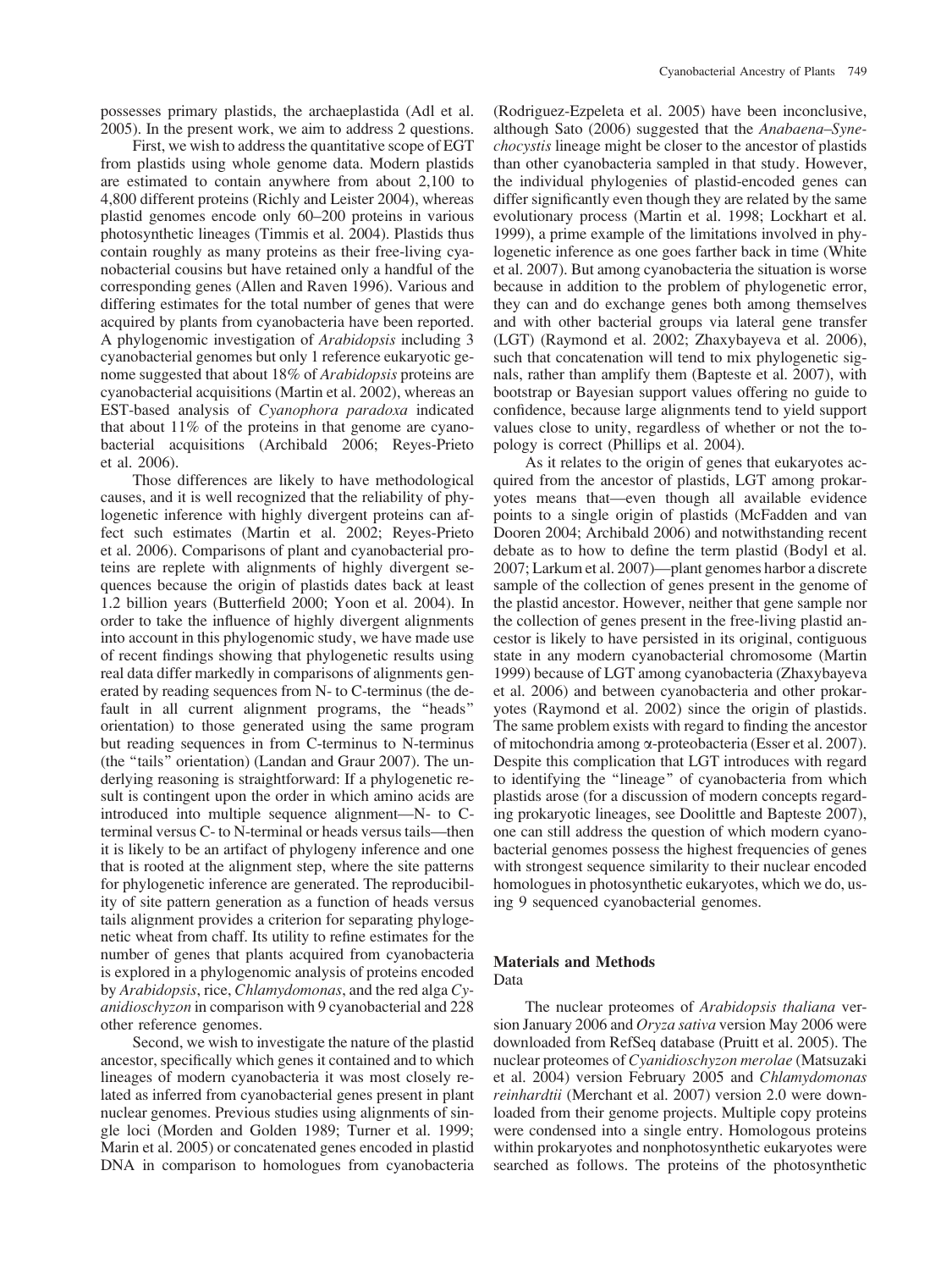possesses primary plastids, the archaeplastida (Adl et al. 2005). In the present work, we aim to address 2 questions.

First, we wish to address the quantitative scope of EGT from plastids using whole genome data. Modern plastids are estimated to contain anywhere from about 2,100 to 4,800 different proteins (Richly and Leister 2004), whereas plastid genomes encode only 60–200 proteins in various photosynthetic lineages (Timmis et al. 2004). Plastids thus contain roughly as many proteins as their free-living cyanobacterial cousins but have retained only a handful of the corresponding genes (Allen and Raven 1996). Various and differing estimates for the total number of genes that were acquired by plants from cyanobacteria have been reported. A phylogenomic investigation of *Arabidopsis* including 3 cyanobacterial genomes but only 1 reference eukaryotic genome suggested that about 18% of *Arabidopsis* proteins are cyanobacterial acquisitions (Martin et al. 2002), whereas an EST-based analysis of *Cyanophora paradoxa* indicated that about 11% of the proteins in that genome are cyanobacterial acquisitions (Archibald 2006; Reyes-Prieto et al. 2006).

Those differences are likely to have methodological causes, and it is well recognized that the reliability of phylogenetic inference with highly divergent proteins can affect such estimates (Martin et al. 2002; Reyes-Prieto et al. 2006). Comparisons of plant and cyanobacterial proteins are replete with alignments of highly divergent sequences because the origin of plastids dates back at least 1.2 billion years (Butterfield 2000; Yoon et al. 2004). In order to take the influence of highly divergent alignments into account in this phylogenomic study, we have made use of recent findings showing that phylogenetic results using real data differ markedly in comparisons of alignments generated by reading sequences from N- to C-terminus (the default in all current alignment programs, the "heads" orientation) to those generated using the same program but reading sequences in from C-terminus to N-terminus (the "tails" orientation) (Landan and Graur 2007). The underlying reasoning is straightforward: If a phylogenetic result is contingent upon the order in which amino acids are introduced into multiple sequence alignment—N- to C-terminal versus C- to N-terminal or heads versus tails—then it is likely to be an artifact of phylogeny inference and one that is rooted at the alignment step, where the site patterns for phylogenetic inference are generated. The reproducibility of site pattern generation as a function of heads versus tails alignment provides a criterion for separating phylogenetic wheat from chaff. Its utility to refine estimates for the number of genes that plants acquired from cyanobacteria is explored in a phylogenomic analysis of proteins encoded by *Arabidopsis*, rice, *Chlamydomonas*, and the red alga *Cyanidioschyzon* in comparison with 9 cyanobacterial and 228 other reference genomes.

Second, we wish to investigate the nature of the plastid ancestor, specifically which genes it contained and to which lineages of modern cyanobacteria it was most closely related as inferred from cyanobacterial genes present in plant nuclear genomes. Previous studies using alignments of single loci (Morden and Golden 1989; Turner et al. 1999; Marin et al. 2005) or concatenated genes encoded in plastid DNA in comparison to homologues from cyanobacteria (Rodriguez-Ezpeleta et al. 2005) have been inconclusive, although Sato (2006) suggested that the *Anabaena–Synechocystis* lineage might be closer to the ancestor of plastids than other cyanobacteria sampled in that study. However, the individual phylogenies of plastid-encoded genes can differ significantly even though they are related by the same evolutionary process (Martin et al. 1998; Lockhart et al. 1999), a prime example of the limitations involved in phylogenetic inference as one goes farther back in time (White et al. 2007). But among cyanobacteria the situation is worse because in addition to the problem of phylogenetic error, they can and do exchange genes both among themselves and with other bacterial groups via lateral gene transfer (LGT) (Raymond et al. 2002; Zhaxybayeva et al. 2006), such that concatenation will tend to mix phylogenetic signals, rather than amplify them (Bapteste et al. 2007), with bootstrap or Bayesian support values offering no guide to confidence, because large alignments tend to yield support values close to unity, regardless of whether or not the topology is correct (Phillips et al. 2004).

As it relates to the origin of genes that eukaryotes acquired from the ancestor of plastids, LGT among prokaryotes means that—even though all available evidence points to a single origin of plastids (McFadden and van Dooren 2004; Archibald 2006) and notwithstanding recent debate as to how to define the term plastid (Bodyl et al. 2007; Larkum et al. 2007)—plant genomes harbor a discrete sample of the collection of genes present in the genome of the plastid ancestor. However, neither that gene sample nor the collection of genes present in the free-living plastid ancestor is likely to have persisted in its original, contiguous state in any modern cyanobacterial chromosome (Martin 1999) because of LGT among cyanobacteria (Zhaxybayeva et al. 2006) and between cyanobacteria and other prokaryotes (Raymond et al. 2002) since the origin of plastids. The same problem exists with regard to finding the ancestor of mitochondria among α-proteobacteria (Esser et al. 2007). Despite this complication that LGT introduces with regard to identifying the "lineage" of cyanobacteria from which plastids arose (for a discussion of modern concepts regarding prokaryotic lineages, see Doolittle and Bapteste 2007), one can still address the question of which modern cyanobacterial genomes possess the highest frequencies of genes with strongest sequence similarity to their nuclear encoded homologues in photosynthetic eukaryotes, which we do, using 9 sequenced cyanobacterial genomes.

## Materials and Methods

### Data

The nuclear proteomes of *Arabidopsis thaliana* version January 2006 and *Oryza sativa* version May 2006 were downloaded from RefSeq database (Pruitt et al. 2005). The nuclear proteomes of *Cyanidioschyzon merolae* (Matsuzaki et al. 2004) version February 2005 and *Chlamydomonas reinhardtii* (Merchant et al. 2007) version 2.0 were downloaded from their genome projects. Multiple copy proteins were condensed into a single entry. Homologous proteins within prokaryotes and nonphotosynthetic eukaryotes were searched as follows. The proteins of the photosynthetic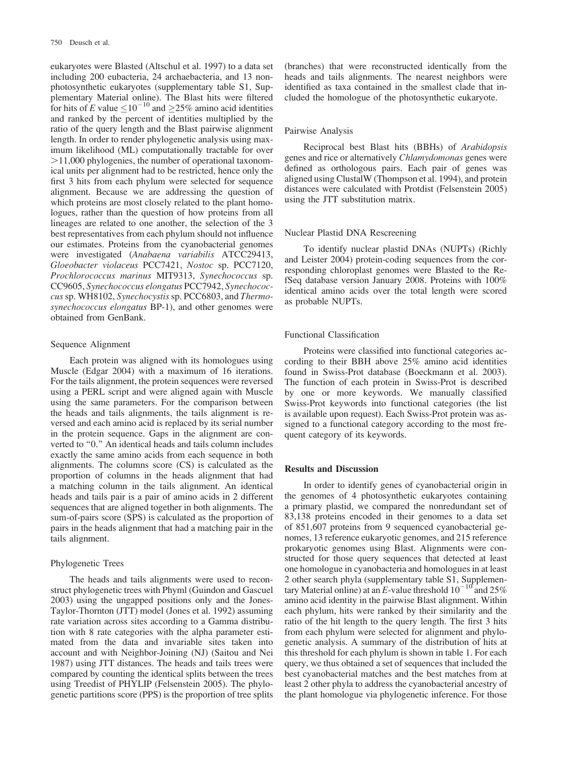eukaryotes were Blasted (Altschul et al. 1997) to a data set including 200 eubacteria, 24 archaebacteria, and 13 nonphotosynthetic eukaryotes (supplementary table S1, Supplementary Material online). The Blast hits were filtered for hits of *E* value $\leq 10^{-10}$ and $\geq 25\%$ amino acid identities and ranked by the percent of identities multiplied by the ratio of the query length and the Blast pairwise alignment length. In order to render phylogenetic analysis using maximum likelihood (ML) computationally tractable for over >11,000 phylogenies, the number of operational taxonomical units per alignment had to be restricted, hence only the first 3 hits from each phylum were selected for sequence alignment. Because we are addressing the question of which proteins are most closely related to the plant homologues, rather than the question of how proteins from all lineages are related to one another, the selection of the 3 best representatives from each phylum should not influence our estimates. Proteins from the cyanobacterial genomes were investigated (*Anabaena variabilis* ATCC29413, *Gloeobacter violaceus* PCC7421, *Nostoc* sp. PCC7120, *Prochlorococcus marinus* MIT9313, *Synechococcus* sp. CC9605, *Synechococcus elongatus* PCC7942, *Synechococcus* sp. WH8102, *Synechocystis* sp. PCC6803, and *Thermosynechococcus elongatus* BP-1), and other genomes were obtained from GenBank.

## Sequence Alignment

Each protein was aligned with its homologues using Muscle (Edgar 2004) with a maximum of 16 iterations. For the tails alignment, the protein sequences were reversed using a PERL script and were aligned again with Muscle using the same parameters. For the comparison between the heads and tails alignments, the tails alignment is reversed and each amino acid is replaced by its serial number in the protein sequence. Gaps in the alignment are converted to "0." An identical heads and tails column includes exactly the same amino acids from each sequence in both alignments. The columns score (CS) is calculated as the proportion of columns in the heads alignment that had a matching column in the tails alignment. An identical heads and tails pair is a pair of amino acids in 2 different sequences that are aligned together in both alignments. The sum-of-pairs score (SPS) is calculated as the proportion of pairs in the heads alignment that had a matching pair in the tails alignment.

## Phylogenetic Trees

The heads and tails alignments were used to reconstruct phylogenetic trees with Phyml (Guindon and Gascuel 2003) using the ungapped positions only and the Jones-Taylor-Thornton (JTT) model (Jones et al. 1992) assuming rate variation across sites according to a Gamma distribution with 8 rate categories with the alpha parameter estimated from the data and invariable sites taken into account and with Neighbor-Joining (NJ) (Saitou and Nei 1987) using JTT distances. The heads and tails trees were compared by counting the identical splits between the trees using Treedist of PHYLIP (Felsenstein 2005). The phylogenetic partitions score (PPS) is the proportion of tree splits (branches) that were reconstructed identically from the heads and tails alignments. The nearest neighbors were identified as taxa contained in the smallest clade that included the homologue of the photosynthetic eukaryote.

## Pairwise Analysis

Reciprocal best Blast hits (BBHs) of *Arabidopsis* genes and rice or alternatively *Chlamydomonas* genes were defined as orthologous pairs. Each pair of genes was aligned using ClustalW (Thompson et al. 1994), and protein distances were calculated with Protdist (Felsenstein 2005) using the JTT substitution matrix.

## Nuclear Plastid DNA Rescreening

To identify nuclear plastid DNAs (NUPTs) (Richly and Leister 2004) protein-coding sequences from the corresponding chloroplast genomes were Blasted to the RefSeq database version January 2008. Proteins with 100% identical amino acids over the total length were scored as probable NUPTs.

## Functional Classification

Proteins were classified into functional categories according to their BBH above 25% amino acid identities found in Swiss-Prot database (Boeckmann et al. 2003). The function of each protein in Swiss-Prot is described by one or more keywords. We manually classified Swiss-Prot keywords into functional categories (the list is available upon request). Each Swiss-Prot protein was assigned to a functional category according to the most frequent category of its keywords.

# Results and Discussion

In order to identify genes of cyanobacterial origin in the genomes of 4 photosynthetic eukaryotes containing a primary plastid, we compared the nonredundant set of 83,138 proteins encoded in their genomes to a data set of 851,607 proteins from 9 sequenced cyanobacterial genomes, 13 reference eukaryotic genomes, and 215 reference prokaryotic genomes using Blast. Alignments were constructed for those query sequences that detected at least one homologue in cyanobacteria and homologues in at least 2 other search phyla (supplementary table S1, Supplementary Material online) at an *E*-value threshold $10^{-10}$ and 25% amino acid identity in the pairwise Blast alignment. Within each phylum, hits were ranked by their similarity and the ratio of the hit length to the query length. The first 3 hits from each phylum were selected for alignment and phylogenetic analysis. A summary of the distribution of hits at this threshold for each phylum is shown in table 1. For each query, we thus obtained a set of sequences that included the best cyanobacterial matches and the best matches from at least 2 other phyla to address the cyanobacterial ancestry of the plant homologue via phylogenetic inference. For those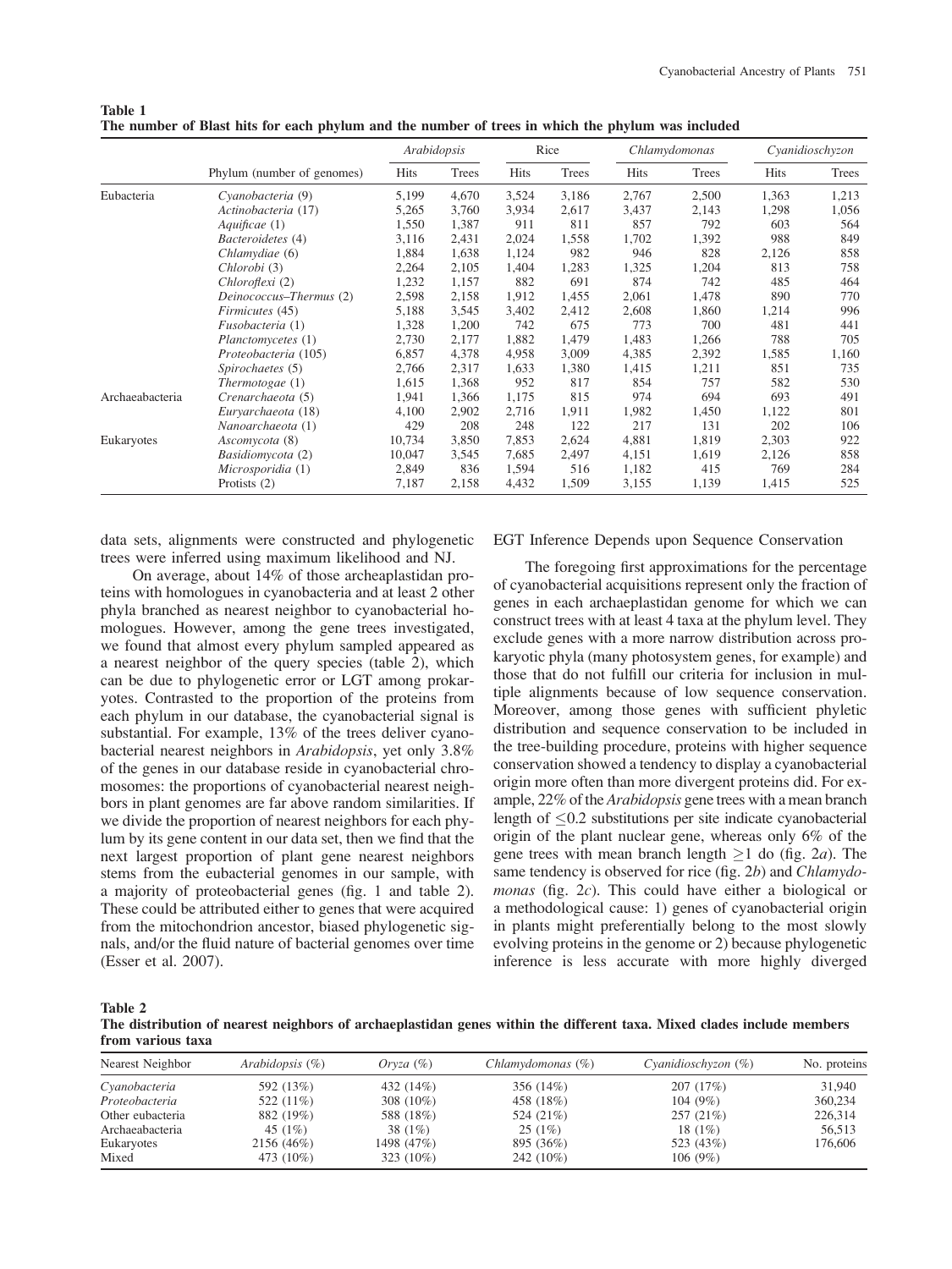**Table 1**
**The number of Blast hits for each phylum and the number of trees in which the phylum was included**

| | Phylum (number of genomes) | *Arabidopsis* | | Rice | | *Chlamydomonas* | | *Cyanidioschyzon* | |
|---|---|---|---|---|---|---|---|---|---|
| | | Hits | Trees | Hits | Trees | Hits | Trees | Hits | Trees |
| Eubacteria | *Cyanobacteria* (9) | 5,199 | 4,670 | 3,524 | 3,186 | 2,767 | 2,500 | 1,363 | 1,213 |
| | *Actinobacteria* (17) | 5,265 | 3,760 | 3,934 | 2,617 | 3,437 | 2,143 | 1,298 | 1,056 |
| | *Aquificae* (1) | 1,550 | 1,387 | 911 | 811 | 857 | 792 | 603 | 564 |
| | *Bacteroidetes* (4) | 3,116 | 2,431 | 2,024 | 1,558 | 1,702 | 1,392 | 988 | 849 |
| | *Chlamydiae* (6) | 1,884 | 1,638 | 1,124 | 982 | 946 | 828 | 2,126 | 858 |
| | *Chlorobi* (3) | 2,264 | 2,105 | 1,404 | 1,283 | 1,325 | 1,204 | 813 | 758 |
| | *Chloroflexi* (2) | 1,232 | 1,157 | 882 | 691 | 874 | 742 | 485 | 464 |
| | *Deinococcus–Thermus* (2) | 2,598 | 2,158 | 1,912 | 1,455 | 2,061 | 1,478 | 890 | 770 |
| | *Firmicutes* (45) | 5,188 | 3,545 | 3,402 | 2,412 | 2,608 | 1,860 | 1,214 | 996 |
| | *Fusobacteria* (1) | 1,328 | 1,200 | 742 | 675 | 773 | 700 | 481 | 441 |
| | *Planctomycetes* (1) | 2,730 | 2,177 | 1,882 | 1,479 | 1,483 | 1,266 | 788 | 705 |
| | *Proteobacteria* (105) | 6,857 | 4,378 | 4,958 | 3,009 | 4,385 | 2,392 | 1,585 | 1,160 |
| | *Spirochaetes* (5) | 2,766 | 2,317 | 1,633 | 1,380 | 1,415 | 1,211 | 851 | 735 |
| | *Thermotogae* (1) | 1,615 | 1,368 | 952 | 817 | 854 | 757 | 582 | 530 |
| Archaeabacteria | *Crenarchaeota* (5) | 1,941 | 1,366 | 1,175 | 815 | 974 | 694 | 693 | 491 |
| | *Euryarchaeota* (18) | 4,100 | 2,902 | 2,716 | 1,911 | 1,982 | 1,450 | 1,122 | 801 |
| | *Nanoarchaeota* (1) | 429 | 208 | 248 | 122 | 217 | 131 | 202 | 106 |
| Eukaryotes | *Ascomycota* (8) | 10,734 | 3,850 | 7,853 | 2,624 | 4,881 | 1,819 | 2,303 | 922 |
| | *Basidiomycota* (2) | 10,047 | 3,545 | 7,685 | 2,497 | 4,151 | 1,619 | 2,126 | 858 |
| | *Microsporidia* (1) | 2,849 | 836 | 1,594 | 516 | 1,182 | 415 | 769 | 284 |
| | Protists (2) | 7,187 | 2,158 | 4,432 | 1,509 | 3,155 | 1,139 | 1,415 | 525 |

data sets, alignments were constructed and phylogenetic trees were inferred using maximum likelihood and NJ.

On average, about 14% of those archeaplastidan proteins with homologues in cyanobacteria and at least 2 other phyla branched as nearest neighbor to cyanobacterial homologues. However, among the gene trees investigated, we found that almost every phylum sampled appeared as a nearest neighbor of the query species (table 2), which can be due to phylogenetic error or LGT among prokaryotes. Contrasted to the proportion of the proteins from each phylum in our database, the cyanobacterial signal is substantial. For example, 13% of the trees deliver cyanobacterial nearest neighbors in *Arabidopsis*, yet only 3.8% of the genes in our database reside in cyanobacterial chromosomes: the proportions of cyanobacterial nearest neighbors in plant genomes are far above random similarities. If we divide the proportion of nearest neighbors for each phylum by its gene content in our data set, then we find that the next largest proportion of plant gene nearest neighbors stems from the eubacterial genomes in our sample, with a majority of proteobacterial genes (fig. 1 and table 2). These could be attributed either to genes that were acquired from the mitochondrion ancestor, biased phylogenetic signals, and/or the fluid nature of bacterial genomes over time (Esser et al. 2007).

## EGT Inference Depends upon Sequence Conservation

The foregoing first approximations for the percentage of cyanobacterial acquisitions represent only the fraction of genes in each archaeplastidan genome for which we can construct trees with at least 4 taxa at the phylum level. They exclude genes with a more narrow distribution across prokaryotic phyla (many photosystem genes, for example) and those that do not fulfill our criteria for inclusion in multiple alignments because of low sequence conservation. Moreover, among those genes with sufficient phyletic distribution and sequence conservation to be included in the tree-building procedure, proteins with higher sequence conservation showed a tendency to display a cyanobacterial origin more often than more divergent proteins did. For example, 22% of the *Arabidopsis* gene trees with a mean branch length of $\leq 0.2$ substitutions per site indicate cyanobacterial origin of the plant nuclear gene, whereas only 6% of the gene trees with mean branch length $\geq 1$ do (fig. 2*a*). The same tendency is observed for rice (fig. 2*b*) and *Chlamydomonas* (fig. 2*c*). This could have either a biological or a methodological cause: 1) genes of cyanobacterial origin in plants might preferentially belong to the most slowly evolving proteins in the genome or 2) because phylogenetic inference is less accurate with more highly diverged

**Table 2**
**The distribution of nearest neighbors of archaeplastidan genes within the different taxa. Mixed clades include members from various taxa**

| Nearest Neighbor | *Arabidopsis* (%) | *Oryza* (%) | *Chlamydomonas* (%) | *Cyanidioschyzon* (%) | No. proteins |
|---|---|---|---|---|---|
| *Cyanobacteria* | 592 (13%) | 432 (14%) | 356 (14%) | 207 (17%) | 31,940 |
| *Proteobacteria* | 522 (11%) | 308 (10%) | 458 (18%) | 104 (9%) | 360,234 |
| Other eubacteria | 882 (19%) | 588 (18%) | 524 (21%) | 257 (21%) | 226,314 |
| Archaeabacteria | 45 (1%) | 38 (1%) | 25 (1%) | 18 (1%) | 56,513 |
| Eukaryotes | 2156 (46%) | 1498 (47%) | 895 (36%) | 523 (43%) | 176,606 |
| Mixed | 473 (10%) | 323 (10%) | 242 (10%) | 106 (9%) | |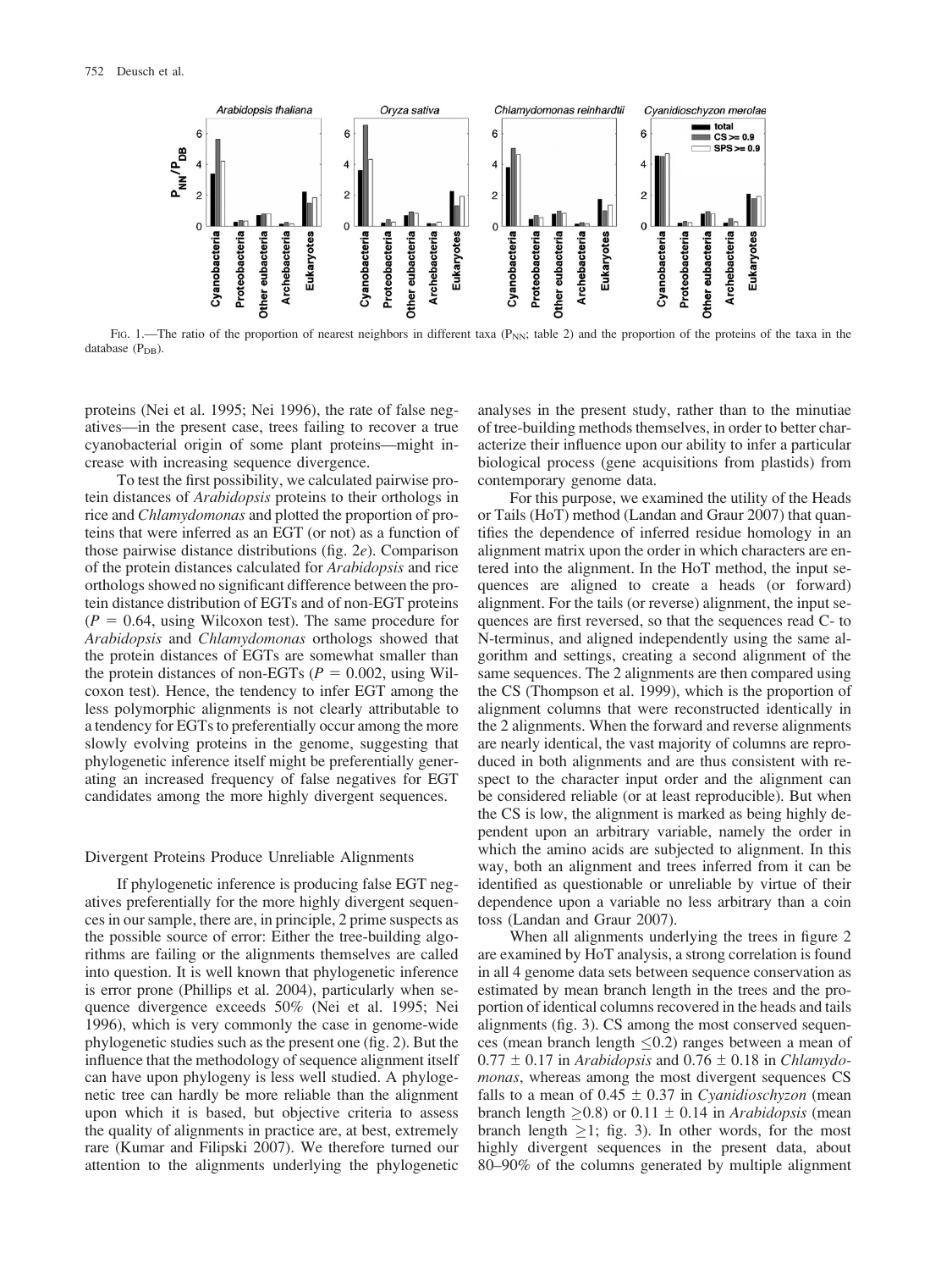FIG. 1.—The ratio of the proportion of nearest neighbors in different taxa ($P_{NN}$; table 2) and the proportion of the proteins of the taxa in the database ($P_{DB}$).

proteins (Nei et al. 1995; Nei 1996), the rate of false negatives—in the present case, trees failing to recover a true cyanobacterial origin of some plant proteins—might increase with increasing sequence divergence.

To test the first possibility, we calculated pairwise protein distances of *Arabidopsis* proteins to their orthologs in rice and *Chlamydomonas* and plotted the proportion of proteins that were inferred as an EGT (or not) as a function of those pairwise distance distributions (fig. 2*e*). Comparison of the protein distances calculated for *Arabidopsis* and rice orthologs showed no significant difference between the protein distance distribution of EGTs and of non-EGT proteins ($P = 0.64$, using Wilcoxon test). The same procedure for *Arabidopsis* and *Chlamydomonas* orthologs showed that the protein distances of EGTs are somewhat smaller than the protein distances of non-EGTs ($P = 0.002$, using Wilcoxon test). Hence, the tendency to infer EGT among the less polymorphic alignments is not clearly attributable to a tendency for EGTs to preferentially occur among the more slowly evolving proteins in the genome, suggesting that phylogenetic inference itself might be preferentially generating an increased frequency of false negatives for EGT candidates among the more highly divergent sequences.

## Divergent Proteins Produce Unreliable Alignments

If phylogenetic inference is producing false EGT negatives preferentially for the more highly divergent sequences in our sample, there are, in principle, 2 prime suspects as the possible source of error: Either the tree-building algorithms are failing or the alignments themselves are called into question. It is well known that phylogenetic inference is error prone (Phillips et al. 2004), particularly when sequence divergence exceeds 50% (Nei et al. 1995; Nei 1996), which is very commonly the case in genome-wide phylogenetic studies such as the present one (fig. 2). But the influence that the methodology of sequence alignment itself can have upon phylogeny is less well studied. A phylogenetic tree can hardly be more reliable than the alignment upon which it is based, but objective criteria to assess the quality of alignments in practice are, at best, extremely rare (Kumar and Filipski 2007). We therefore turned our attention to the alignments underlying the phylogenetic analyses in the present study, rather than to the minutiae of tree-building methods themselves, in order to better characterize their influence upon our ability to infer a particular biological process (gene acquisitions from plastids) from contemporary genome data.

For this purpose, we examined the utility of the Heads or Tails (HoT) method (Landan and Graur 2007) that quantifies the dependence of inferred residue homology in an alignment matrix upon the order in which characters are entered into the alignment. In the HoT method, the input sequences are aligned to create a heads (or forward) alignment. For the tails (or reverse) alignment, the input sequences are first reversed, so that the sequences read C- to N-terminus, and aligned independently using the same algorithm and settings, creating a second alignment of the same sequences. The 2 alignments are then compared using the CS (Thompson et al. 1999), which is the proportion of alignment columns that were reconstructed identically in the 2 alignments. When the forward and reverse alignments are nearly identical, the vast majority of columns are reproduced in both alignments and are thus consistent with respect to the character input order and the alignment can be considered reliable (or at least reproducible). But when the CS is low, the alignment is marked as being highly dependent upon an arbitrary variable, namely the order in which the amino acids are subjected to alignment. In this way, both an alignment and trees inferred from it can be identified as questionable or unreliable by virtue of their dependence upon a variable no less arbitrary than a coin toss (Landan and Graur 2007).

When all alignments underlying the trees in figure 2 are examined by HoT analysis, a strong correlation is found in all 4 genome data sets between sequence conservation as estimated by mean branch length in the trees and the proportion of identical columns recovered in the heads and tails alignments (fig. 3). CS among the most conserved sequences (mean branch length $\leq 0.2$) ranges between a mean of $0.77 \pm 0.17$ in *Arabidopsis* and $0.76 \pm 0.18$ in *Chlamydomonas*, whereas among the most divergent sequences CS falls to a mean of $0.45 \pm 0.37$ in *Cyanidioschyzon* (mean branch length $\geq 0.8$) or $0.11 \pm 0.14$ in *Arabidopsis* (mean branch length $\geq 1$; fig. 3). In other words, for the most highly divergent sequences in the present data, about 80–90% of the columns generated by multiple alignment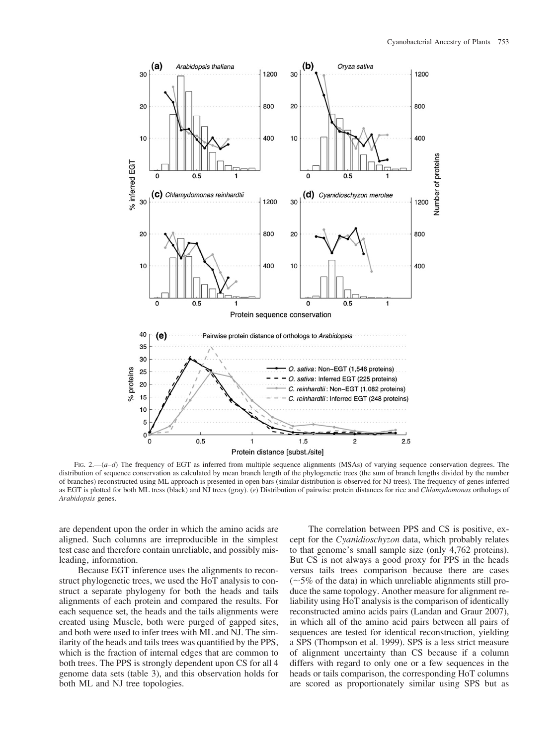FIG. 2.—(*a–d*) The frequency of EGT as inferred from multiple sequence alignments (MSAs) of varying sequence conservation degrees. The distribution of sequence conservation as calculated by mean branch length of the phylogenetic trees (the sum of branch lengths divided by the number of branches) reconstructed using ML approach is presented in open bars (similar distribution is observed for NJ trees). The frequency of genes inferred as EGT is plotted for both ML tress (black) and NJ trees (gray). (*e*) Distribution of pairwise protein distances for rice and *Chlamydomonas* orthologs of *Arabidopsis* genes.

are dependent upon the order in which the amino acids are aligned. Such columns are irreproducible in the simplest test case and therefore contain unreliable, and possibly misleading, information.

Because EGT inference uses the alignments to reconstruct phylogenetic trees, we used the HoT analysis to construct a separate phylogeny for both the heads and tails alignments of each protein and compared the results. For each sequence set, the heads and the tails alignments were created using Muscle, both were purged of gapped sites, and both were used to infer trees with ML and NJ. The similarity of the heads and tails trees was quantified by the PPS, which is the fraction of internal edges that are common to both trees. The PPS is strongly dependent upon CS for all 4 genome data sets (table 3), and this observation holds for both ML and NJ tree topologies.

The correlation between PPS and CS is positive, except for the *Cyanidioschyzon* data, which probably relates to that genome's small sample size (only 4,762 proteins). But CS is not always a good proxy for PPS in the heads versus tails trees comparison because there are cases (~5% of the data) in which unreliable alignments still produce the same topology. Another measure for alignment reliability using HoT analysis is the comparison of identically reconstructed amino acids pairs (Landan and Graur 2007), in which all of the amino acid pairs between all pairs of sequences are tested for identical reconstruction, yielding a SPS (Thompson et al. 1999). SPS is a less strict measure of alignment uncertainty than CS because if a column differs with regard to only one or a few sequences in the heads or tails comparison, the corresponding HoT columns are scored as proportionately similar using SPS but as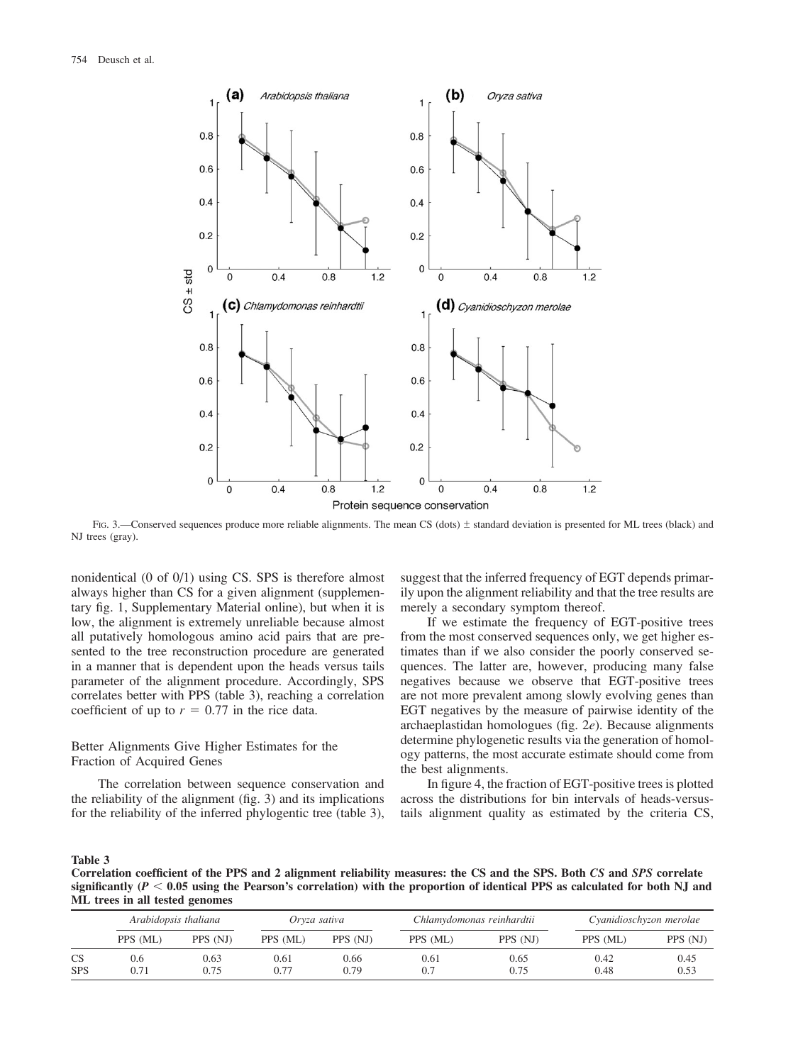FIG. 3.—Conserved sequences produce more reliable alignments. The mean CS (dots) ± standard deviation is presented for ML trees (black) and NJ trees (gray).

nonidentical (0 of 0/1) using CS. SPS is therefore almost always higher than CS for a given alignment (supplementary fig. 1, Supplementary Material online), but when it is low, the alignment is extremely unreliable because almost all putatively homologous amino acid pairs that are presented to the tree reconstruction procedure are generated in a manner that is dependent upon the heads versus tails parameter of the alignment procedure. Accordingly, SPS correlates better with PPS (table 3), reaching a correlation coefficient of up to $r = 0.77$ in the rice data.

## Better Alignments Give Higher Estimates for the Fraction of Acquired Genes

The correlation between sequence conservation and the reliability of the alignment (fig. 3) and its implications for the reliability of the inferred phylogentic tree (table 3), suggest that the inferred frequency of EGT depends primarily upon the alignment reliability and that the tree results are merely a secondary symptom thereof.

If we estimate the frequency of EGT-positive trees from the most conserved sequences only, we get higher estimates than if we also consider the poorly conserved sequences. The latter are, however, producing many false negatives because we observe that EGT-positive trees are not more prevalent among slowly evolving genes than EGT negatives by the measure of pairwise identity of the archaeplastidan homologues (fig. 2*e*). Because alignments determine phylogenetic results via the generation of homology patterns, the most accurate estimate should come from the best alignments.

In figure 4, the fraction of EGT-positive trees is plotted across the distributions for bin intervals of heads-versus-tails alignment quality as estimated by the criteria CS,

**Table 3**
**Correlation coefficient of the PPS and 2 alignment reliability measures: the CS and the SPS. Both *CS* and *SPS* correlate significantly ($P < 0.05$ using the Pearson's correlation) with the proportion of identical PPS as calculated for both NJ and ML trees in all tested genomes**

| | *Arabidopsis thaliana* | | *Oryza sativa* | | *Chlamydomonas reinhardtii* | | *Cyanidioschyzon merolae* | |
|---|---|---|---|---|---|---|---|---|
| | PPS (ML) | PPS (NJ) | PPS (ML) | PPS (NJ) | PPS (ML) | PPS (NJ) | PPS (ML) | PPS (NJ) |
| CS | 0.6 | 0.63 | 0.61 | 0.66 | 0.61 | 0.65 | 0.42 | 0.45 |
| SPS | 0.71 | 0.75 | 0.77 | 0.79 | 0.7 | 0.75 | 0.48 | 0.53 |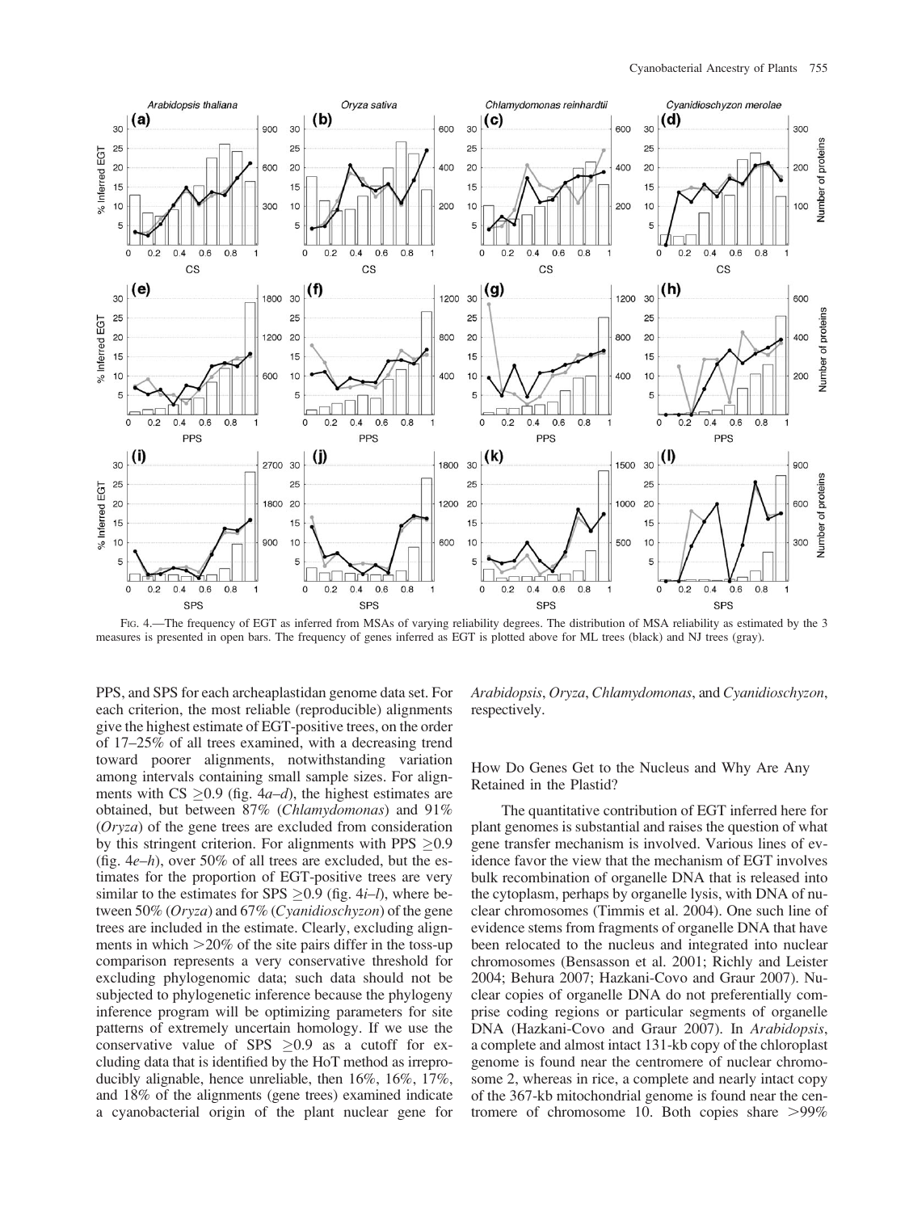FIG. 4.—The frequency of EGT as inferred from MSAs of varying reliability degrees. The distribution of MSA reliability as estimated by the 3 measures is presented in open bars. The frequency of genes inferred as EGT is plotted above for ML trees (black) and NJ trees (gray).

PPS, and SPS for each archeaplastidan genome data set. For each criterion, the most reliable (reproducible) alignments give the highest estimate of EGT-positive trees, on the order of 17–25% of all trees examined, with a decreasing trend toward poorer alignments, notwithstanding variation among intervals containing small sample sizes. For alignments with CS $\geq$0.9 (fig. 4*a*–*d*), the highest estimates are obtained, but between 87% (*Chlamydomonas*) and 91% (*Oryza*) of the gene trees are excluded from consideration by this stringent criterion. For alignments with PPS $\geq$0.9 (fig. 4*e*–*h*), over 50% of all trees are excluded, but the estimates for the proportion of EGT-positive trees are very similar to the estimates for SPS $\geq$0.9 (fig. 4*i*–*l*), where between 50% (*Oryza*) and 67% (*Cyanidioschyzon*) of the gene trees are included in the estimate. Clearly, excluding alignments in which >20% of the site pairs differ in the toss-up comparison represents a very conservative threshold for excluding phylogenomic data; such data should not be subjected to phylogenetic inference because the phylogeny inference program will be optimizing parameters for site patterns of extremely uncertain homology. If we use the conservative value of SPS $\geq$0.9 as a cutoff for excluding data that is identified by the HoT method as irreproducibly alignable, hence unreliable, then 16%, 16%, 17%, and 18% of the alignments (gene trees) examined indicate a cyanobacterial origin of the plant nuclear gene for *Arabidopsis*, *Oryza*, *Chlamydomonas*, and *Cyanidioschyzon*, respectively.

## How Do Genes Get to the Nucleus and Why Are Any Retained in the Plastid?

The quantitative contribution of EGT inferred here for plant genomes is substantial and raises the question of what gene transfer mechanism is involved. Various lines of evidence favor the view that the mechanism of EGT involves bulk recombination of organelle DNA that is released into the cytoplasm, perhaps by organelle lysis, with DNA of nuclear chromosomes (Timmis et al. 2004). One such line of evidence stems from fragments of organelle DNA that have been relocated to the nucleus and integrated into nuclear chromosomes (Bensasson et al. 2001; Richly and Leister 2004; Behura 2007; Hazkani-Covo and Graur 2007). Nuclear copies of organelle DNA do not preferentially comprise coding regions or particular segments of organelle DNA (Hazkani-Covo and Graur 2007). In *Arabidopsis*, a complete and almost intact 131-kb copy of the chloroplast genome is found near the centromere of nuclear chromosome 2, whereas in rice, a complete and nearly intact copy of the 367-kb mitochondrial genome is found near the centromere of chromosome 10. Both copies share >99%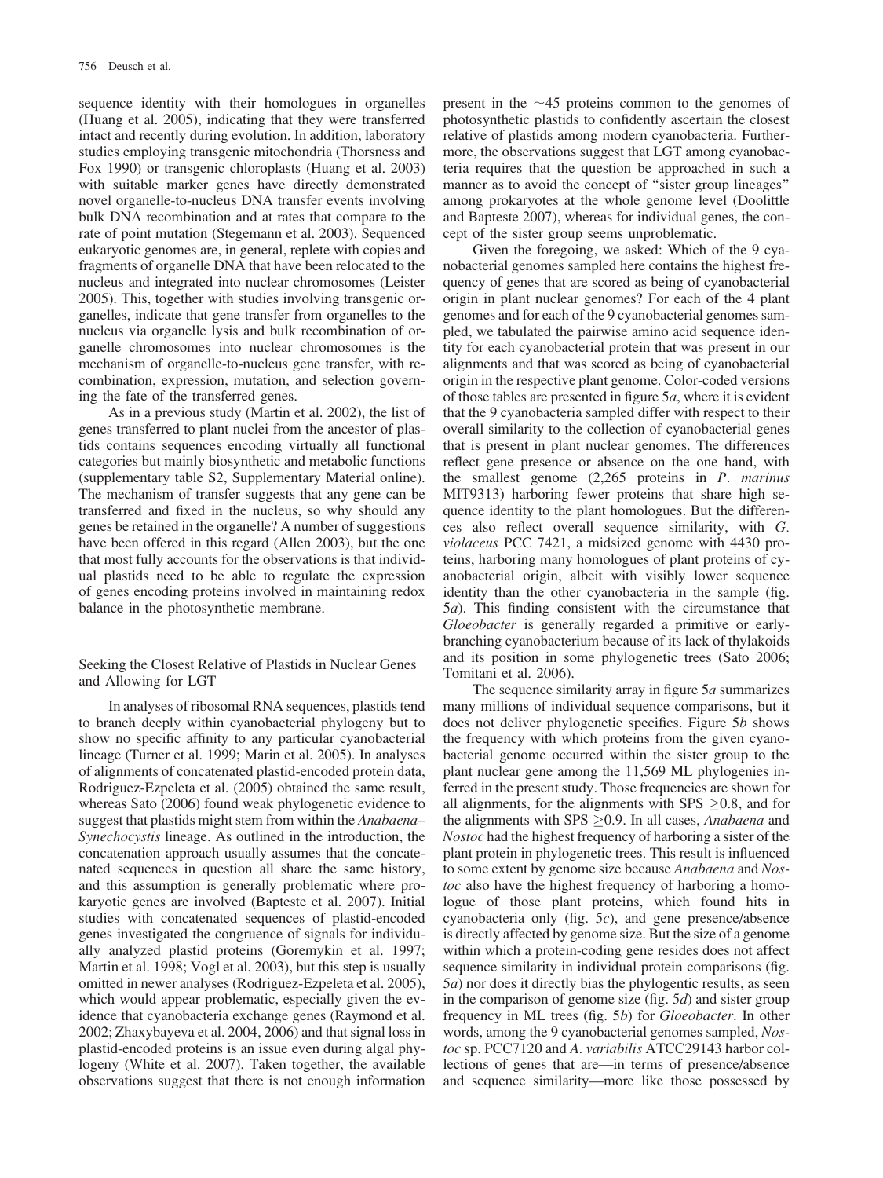sequence identity with their homologues in organelles (Huang et al. 2005), indicating that they were transferred intact and recently during evolution. In addition, laboratory studies employing transgenic mitochondria (Thorsness and Fox 1990) or transgenic chloroplasts (Huang et al. 2003) with suitable marker genes have directly demonstrated novel organelle-to-nucleus DNA transfer events involving bulk DNA recombination and at rates that compare to the rate of point mutation (Stegemann et al. 2003). Sequenced eukaryotic genomes are, in general, replete with copies and fragments of organelle DNA that have been relocated to the nucleus and integrated into nuclear chromosomes (Leister 2005). This, together with studies involving transgenic organelles, indicate that gene transfer from organelles to the nucleus via organelle lysis and bulk recombination of organelle chromosomes into nuclear chromosomes is the mechanism of organelle-to-nucleus gene transfer, with recombination, expression, mutation, and selection governing the fate of the transferred genes.

As in a previous study (Martin et al. 2002), the list of genes transferred to plant nuclei from the ancestor of plastids contains sequences encoding virtually all functional categories but mainly biosynthetic and metabolic functions (supplementary table S2, Supplementary Material online). The mechanism of transfer suggests that any gene can be transferred and fixed in the nucleus, so why should any genes be retained in the organelle? A number of suggestions have been offered in this regard (Allen 2003), but the one that most fully accounts for the observations is that individual plastids need to be able to regulate the expression of genes encoding proteins involved in maintaining redox balance in the photosynthetic membrane.

## Seeking the Closest Relative of Plastids in Nuclear Genes and Allowing for LGT

In analyses of ribosomal RNA sequences, plastids tend to branch deeply within cyanobacterial phylogeny but to show no specific affinity to any particular cyanobacterial lineage (Turner et al. 1999; Marin et al. 2005). In analyses of alignments of concatenated plastid-encoded protein data, Rodriguez-Ezpeleta et al. (2005) obtained the same result, whereas Sato (2006) found weak phylogenetic evidence to suggest that plastids might stem from within the *Anabaena*–*Synechocystis* lineage. As outlined in the introduction, the concatenation approach usually assumes that the concatenated sequences in question all share the same history, and this assumption is generally problematic where prokaryotic genes are involved (Bapteste et al. 2007). Initial studies with concatenated sequences of plastid-encoded genes investigated the congruence of signals for individually analyzed plastid proteins (Goremykin et al. 1997; Martin et al. 1998; Vogl et al. 2003), but this step is usually omitted in newer analyses (Rodriguez-Ezpeleta et al. 2005), which would appear problematic, especially given the evidence that cyanobacteria exchange genes (Raymond et al. 2002; Zhaxybayeva et al. 2004, 2006) and that signal loss in plastid-encoded proteins is an issue even during algal phylogeny (White et al. 2007). Taken together, the available observations suggest that there is not enough information present in the ~45 proteins common to the genomes of photosynthetic plastids to confidently ascertain the closest relative of plastids among modern cyanobacteria. Furthermore, the observations suggest that LGT among cyanobacteria requires that the question be approached in such a manner as to avoid the concept of "sister group lineages" among prokaryotes at the whole genome level (Doolittle and Bapteste 2007), whereas for individual genes, the concept of the sister group seems unproblematic.

Given the foregoing, we asked: Which of the 9 cyanobacterial genomes sampled here contains the highest frequency of genes that are scored as being of cyanobacterial origin in plant nuclear genomes? For each of the 4 plant genomes and for each of the 9 cyanobacterial genomes sampled, we tabulated the pairwise amino acid sequence identity for each cyanobacterial protein that was present in our alignments and that was scored as being of cyanobacterial origin in the respective plant genome. Color-coded versions of those tables are presented in figure 5*a*, where it is evident that the 9 cyanobacteria sampled differ with respect to their overall similarity to the collection of cyanobacterial genes that is present in plant nuclear genomes. The differences reflect gene presence or absence on the one hand, with the smallest genome (2,265 proteins in *P. marinus* MIT9313) harboring fewer proteins that share high sequence identity to the plant homologues. But the differences also reflect overall sequence similarity, with *G. violaceus* PCC 7421, a midsized genome with 4430 proteins, harboring many homologues of plant proteins of cyanobacterial origin, albeit with visibly lower sequence identity than the other cyanobacteria in the sample (fig. 5*a*). This finding consistent with the circumstance that *Gloeobacter* is generally regarded a primitive or early-branching cyanobacterium because of its lack of thylakoids and its position in some phylogenetic trees (Sato 2006; Tomitani et al. 2006).

The sequence similarity array in figure 5*a* summarizes many millions of individual sequence comparisons, but it does not deliver phylogenetic specifics. Figure 5*b* shows the frequency with which proteins from the given cyanobacterial genome occurred within the sister group to the plant nuclear gene among the 11,569 ML phylogenies inferred in the present study. Those frequencies are shown for all alignments, for the alignments with SPS $\geq$0.8, and for the alignments with SPS $\geq$0.9. In all cases, *Anabaena* and *Nostoc* had the highest frequency of harboring a sister of the plant protein in phylogenetic trees. This result is influenced to some extent by genome size because *Anabaena* and *Nostoc* also have the highest frequency of harboring a homologue of those plant proteins, which found hits in cyanobacteria only (fig. 5*c*), and gene presence/absence is directly affected by genome size. But the size of a genome within which a protein-coding gene resides does not affect sequence similarity in individual protein comparisons (fig. 5*a*) nor does it directly bias the phylogentic results, as seen in the comparison of genome size (fig. 5*d*) and sister group frequency in ML trees (fig. 5*b*) for *Gloeobacter*. In other words, among the 9 cyanobacterial genomes sampled, *Nostoc* sp. PCC7120 and *A. variabilis* ATCC29143 harbor collections of genes that are—in terms of presence/absence and sequence similarity—more like those possessed by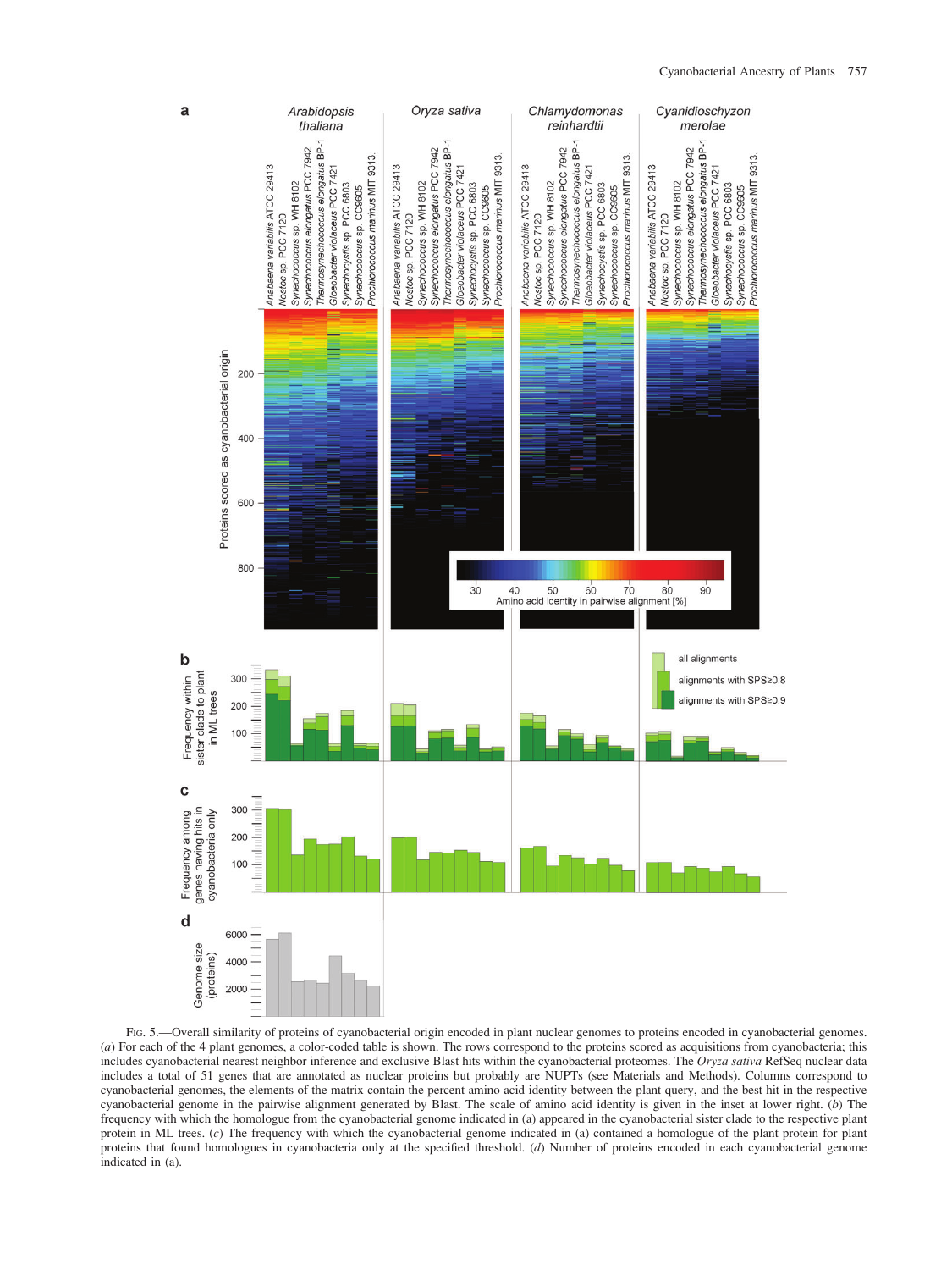FIG. 5.—Overall similarity of proteins of cyanobacterial origin encoded in plant nuclear genomes to proteins encoded in cyanobacterial genomes. (*a*) For each of the 4 plant genomes, a color-coded table is shown. The rows correspond to the proteins scored as acquisitions from cyanobacteria; this includes cyanobacterial nearest neighbor inference and exclusive Blast hits within the cyanobacterial proteomes. The *Oryza sativa* RefSeq nuclear data includes a total of 51 genes that are annotated as nuclear proteins but probably are NUPTs (see Materials and Methods). Columns correspond to cyanobacterial genomes, the elements of the matrix contain the percent amino acid identity between the plant query, and the best hit in the respective cyanobacterial genome in the pairwise alignment generated by Blast. The scale of amino acid identity is given in the inset at lower right. (*b*) The frequency with which the homologue from the cyanobacterial genome indicated in (a) appeared in the cyanobacterial sister clade to the respective plant protein in ML trees. (*c*) The frequency with which the cyanobacterial genome indicated in (a) contained a homologue of the plant protein for plant proteins that found homologues in cyanobacteria only at the specified threshold. (*d*) Number of proteins encoded in each cyanobacterial genome indicated in (a).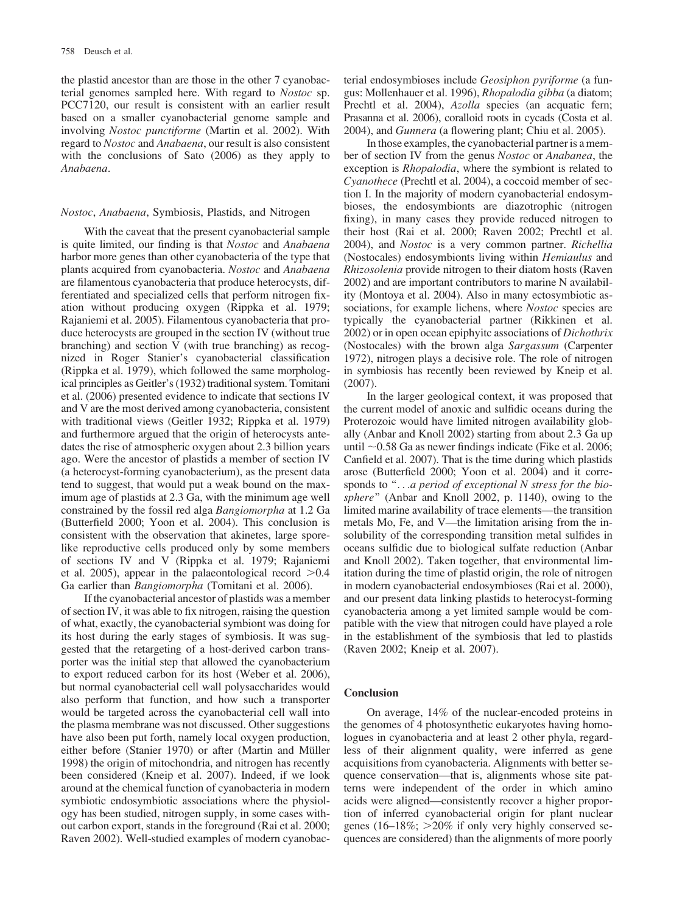the plastid ancestor than are those in the other 7 cyanobacterial genomes sampled here. With regard to *Nostoc* sp. PCC7120, our result is consistent with an earlier result based on a smaller cyanobacterial genome sample and involving *Nostoc punctiforme* (Martin et al. 2002). With regard to *Nostoc* and *Anabaena*, our result is also consistent with the conclusions of Sato (2006) as they apply to *Anabaena*.

### *Nostoc*, *Anabaena*, Symbiosis, Plastids, and Nitrogen

With the caveat that the present cyanobacterial sample is quite limited, our finding is that *Nostoc* and *Anabaena* harbor more genes than other cyanobacteria of the type that plants acquired from cyanobacteria. *Nostoc* and *Anabaena* are filamentous cyanobacteria that produce heterocysts, differentiated and specialized cells that perform nitrogen fixation without producing oxygen (Rippka et al. 1979; Rajaniemi et al. 2005). Filamentous cyanobacteria that produce heterocysts are grouped in the section IV (without true branching) and section V (with true branching) as recognized in Roger Stanier's cyanobacterial classification (Rippka et al. 1979), which followed the same morphological principles as Geitler's (1932) traditional system. Tomitani et al. (2006) presented evidence to indicate that sections IV and V are the most derived among cyanobacteria, consistent with traditional views (Geitler 1932; Rippka et al. 1979) and furthermore argued that the origin of heterocysts antedates the rise of atmospheric oxygen about 2.3 billion years ago. Were the ancestor of plastids a member of section IV (a heterocyst-forming cyanobacterium), as the present data tend to suggest, that would put a weak bound on the maximum age of plastids at 2.3 Ga, with the minimum age well constrained by the fossil red alga *Bangiomorpha* at 1.2 Ga (Butterfield 2000; Yoon et al. 2004). This conclusion is consistent with the observation that akinetes, large spore-like reproductive cells produced only by some members of sections IV and V (Rippka et al. 1979; Rajaniemi et al. 2005), appear in the palaeontological record >0.4 Ga earlier than *Bangiomorpha* (Tomitani et al. 2006).

If the cyanobacterial ancestor of plastids was a member of section IV, it was able to fix nitrogen, raising the question of what, exactly, the cyanobacterial symbiont was doing for its host during the early stages of symbiosis. It was suggested that the retargeting of a host-derived carbon transporter was the initial step that allowed the cyanobacterium to export reduced carbon for its host (Weber et al. 2006), but normal cyanobacterial cell wall polysaccharides would also perform that function, and how such a transporter would be targeted across the cyanobacterial cell wall into the plasma membrane was not discussed. Other suggestions have also been put forth, namely local oxygen production, either before (Stanier 1970) or after (Martin and Müller 1998) the origin of mitochondria, and nitrogen has recently been considered (Kneip et al. 2007). Indeed, if we look around at the chemical function of cyanobacteria in modern symbiotic endosymbiotic associations where the physiology has been studied, nitrogen supply, in some cases without carbon export, stands in the foreground (Rai et al. 2000; Raven 2002). Well-studied examples of modern cyanobacterial endosymbioses include *Geosiphon pyriforme* (a fungus: Mollenhauer et al. 1996), *Rhopalodia gibba* (a diatom; Prechtl et al. 2004), *Azolla* species (an acquatic fern; Prasanna et al. 2006), coralloid roots in cycads (Costa et al. 2004), and *Gunnera* (a flowering plant; Chiu et al. 2005).

In those examples, the cyanobacterial partner is a member of section IV from the genus *Nostoc* or *Anabanea*, the exception is *Rhopalodia*, where the symbiont is related to *Cyanothece* (Prechtl et al. 2004), a coccoid member of section I. In the majority of modern cyanobacterial endosymbioses, the endosymbionts are diazotrophic (nitrogen fixing), in many cases they provide reduced nitrogen to their host (Rai et al. 2000; Raven 2002; Prechtl et al. 2004), and *Nostoc* is a very common partner. *Richellia* (Nostocales) endosymbionts living within *Hemiaulus* and *Rhizosolenia* provide nitrogen to their diatom hosts (Raven 2002) and are important contributors to marine N availability (Montoya et al. 2004). Also in many ectosymbiotic associations, for example lichens, where *Nostoc* species are typically the cyanobacterial partner (Rikkinen et al. 2002) or in open ocean epiphyitc associations of *Dichothrix* (Nostocales) with the brown alga *Sargassum* (Carpenter 1972), nitrogen plays a decisive role. The role of nitrogen in symbiosis has recently been reviewed by Kneip et al. (2007).

In the larger geological context, it was proposed that the current model of anoxic and sulfidic oceans during the Proterozoic would have limited nitrogen availability globally (Anbar and Knoll 2002) starting from about 2.3 Ga up until ~0.58 Ga as newer findings indicate (Fike et al. 2006; Canfield et al. 2007). That is the time during which plastids arose (Butterfield 2000; Yoon et al. 2004) and it corresponds to "*. . .a period of exceptional N stress for the biosphere*" (Anbar and Knoll 2002, p. 1140), owing to the limited marine availability of trace elements—the transition metals Mo, Fe, and V—the limitation arising from the insolubility of the corresponding transition metal sulfides in oceans sulfidic due to biological sulfate reduction (Anbar and Knoll 2002). Taken together, that environmental limitation during the time of plastid origin, the role of nitrogen in modern cyanobacterial endosymbioses (Rai et al. 2000), and our present data linking plastids to heterocyst-forming cyanobacteria among a yet limited sample would be compatible with the view that nitrogen could have played a role in the establishment of the symbiosis that led to plastids (Raven 2002; Kneip et al. 2007).

## Conclusion

On average, 14% of the nuclear-encoded proteins in the genomes of 4 photosynthetic eukaryotes having homologues in cyanobacteria and at least 2 other phyla, regardless of their alignment quality, were inferred as gene acquisitions from cyanobacteria. Alignments with better sequence conservation—that is, alignments whose site patterns were independent of the order in which amino acids were aligned—consistently recover a higher proportion of inferred cyanobacterial origin for plant nuclear genes (16–18%; >20% if only very highly conserved sequences are considered) than the alignments of more poorly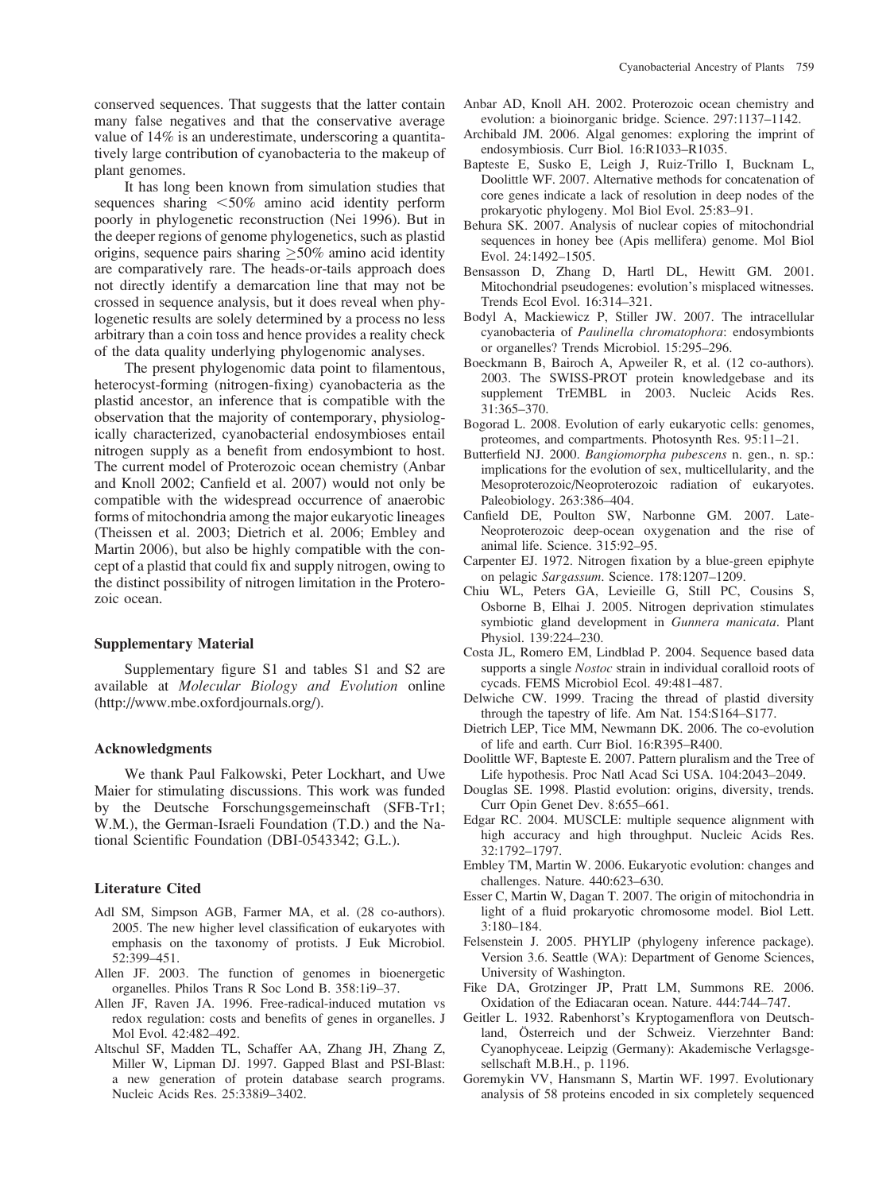conserved sequences. That suggests that the latter contain many false negatives and that the conservative average value of 14% is an underestimate, underscoring a quantitatively large contribution of cyanobacteria to the makeup of plant genomes.

It has long been known from simulation studies that sequences sharing $<50\%$ amino acid identity perform poorly in phylogenetic reconstruction (Nei 1996). But in the deeper regions of genome phylogenetics, such as plastid origins, sequence pairs sharing $\geq50\%$ amino acid identity are comparatively rare. The heads-or-tails approach does not directly identify a demarcation line that may not be crossed in sequence analysis, but it does reveal when phylogenetic results are solely determined by a process no less arbitrary than a coin toss and hence provides a reality check of the data quality underlying phylogenomic analyses.

The present phylogenomic data point to filamentous, heterocyst-forming (nitrogen-fixing) cyanobacteria as the plastid ancestor, an inference that is compatible with the observation that the majority of contemporary, physiologically characterized, cyanobacterial endosymbioses entail nitrogen supply as a benefit from endosymbiont to host. The current model of Proterozoic ocean chemistry (Anbar and Knoll 2002; Canfield et al. 2007) would not only be compatible with the widespread occurrence of anaerobic forms of mitochondria among the major eukaryotic lineages (Theissen et al. 2003; Dietrich et al. 2006; Embley and Martin 2006), but also be highly compatible with the concept of a plastid that could fix and supply nitrogen, owing to the distinct possibility of nitrogen limitation in the Proterozoic ocean.

### Supplementary Material

Supplementary figure S1 and tables S1 and S2 are available at *Molecular Biology and Evolution* online (http://www.mbe.oxfordjournals.org/).

### Acknowledgments

We thank Paul Falkowski, Peter Lockhart, and Uwe Maier for stimulating discussions. This work was funded by the Deutsche Forschungsgemeinschaft (SFB-Tr1; W.M.), the German-Israeli Foundation (T.D.) and the National Scientific Foundation (DBI-0543342; G.L.).

### Literature Cited

Adl SM, Simpson AGB, Farmer MA, et al. (28 co-authors). 2005. The new higher level classification of eukaryotes with emphasis on the taxonomy of protists. J Euk Microbiol. 52:399–451.

Allen JF. 2003. The function of genomes in bioenergetic organelles. Philos Trans R Soc Lond B. 358:1i9–37.

Allen JF, Raven JA. 1996. Free-radical-induced mutation vs redox regulation: costs and benefits of genes in organelles. J Mol Evol. 42:482–492.

Altschul SF, Madden TL, Schaffer AA, Zhang JH, Zhang Z, Miller W, Lipman DJ. 1997. Gapped Blast and PSI-Blast: a new generation of protein database search programs. Nucleic Acids Res. 25:338i9–3402.

Anbar AD, Knoll AH. 2002. Proterozoic ocean chemistry and evolution: a bioinorganic bridge. Science. 297:1137–1142.

Archibald JM. 2006. Algal genomes: exploring the imprint of endosymbiosis. Curr Biol. 16:R1033–R1035.

Bapteste E, Susko E, Leigh J, Ruiz-Trillo I, Bucknam L, Doolittle WF. 2007. Alternative methods for concatenation of core genes indicate a lack of resolution in deep nodes of the prokaryotic phylogeny. Mol Biol Evol. 25:83–91.

Behura SK. 2007. Analysis of nuclear copies of mitochondrial sequences in honey bee (Apis mellifera) genome. Mol Biol Evol. 24:1492–1505.

Bensasson D, Zhang D, Hartl DL, Hewitt GM. 2001. Mitochondrial pseudogenes: evolution's misplaced witnesses. Trends Ecol Evol. 16:314–321.

Bodyl A, Mackiewicz P, Stiller JW. 2007. The intracellular cyanobacteria of *Paulinella chromatophora*: endosymbionts or organelles? Trends Microbiol. 15:295–296.

Boeckmann B, Bairoch A, Apweiler R, et al. (12 co-authors). 2003. The SWISS-PROT protein knowledgebase and its supplement TrEMBL in 2003. Nucleic Acids Res. 31:365–370.

Bogorad L. 2008. Evolution of early eukaryotic cells: genomes, proteomes, and compartments. Photosynth Res. 95:11–21.

Butterfield NJ. 2000. *Bangiomorpha pubescens* n. gen., n. sp.: implications for the evolution of sex, multicellularity, and the Mesoproterozoic/Neoproterozoic radiation of eukaryotes. Paleobiology. 263:386–404.

Canfield DE, Poulton SW, Narbonne GM. 2007. Late-Neoproterozoic deep-ocean oxygenation and the rise of animal life. Science. 315:92–95.

Carpenter EJ. 1972. Nitrogen fixation by a blue-green epiphyte on pelagic *Sargassum*. Science. 178:1207–1209.

Chiu WL, Peters GA, Levieille G, Still PC, Cousins S, Osborne B, Elhai J. 2005. Nitrogen deprivation stimulates symbiotic gland development in *Gunnera manicata*. Plant Physiol. 139:224–230.

Costa JL, Romero EM, Lindblad P. 2004. Sequence based data supports a single *Nostoc* strain in individual coralloid roots of cycads. FEMS Microbiol Ecol. 49:481–487.

Delwiche CW. 1999. Tracing the thread of plastid diversity through the tapestry of life. Am Nat. 154:S164–S177.

Dietrich LEP, Tice MM, Newmann DK. 2006. The co-evolution of life and earth. Curr Biol. 16:R395–R400.

Doolittle WF, Bapteste E. 2007. Pattern pluralism and the Tree of Life hypothesis. Proc Natl Acad Sci USA. 104:2043–2049.

Douglas SE. 1998. Plastid evolution: origins, diversity, trends. Curr Opin Genet Dev. 8:655–661.

Edgar RC. 2004. MUSCLE: multiple sequence alignment with high accuracy and high throughput. Nucleic Acids Res. 32:1792–1797.

Embley TM, Martin W. 2006. Eukaryotic evolution: changes and challenges. Nature. 440:623–630.

Esser C, Martin W, Dagan T. 2007. The origin of mitochondria in light of a fluid prokaryotic chromosome model. Biol Lett. 3:180–184.

Felsenstein J. 2005. PHYLIP (phylogeny inference package). Version 3.6. Seattle (WA): Department of Genome Sciences, University of Washington.

Fike DA, Grotzinger JP, Pratt LM, Summons RE. 2006. Oxidation of the Ediacaran ocean. Nature. 444:744–747.

Geitler L. 1932. Rabenhorst's Kryptogamenflora von Deutschland, Österreich und der Schweiz. Vierzehnter Band: Cyanophyceae. Leipzig (Germany): Akademische Verlagsgesellschaft M.B.H., p. 1196.

Goremykin VV, Hansmann S, Martin WF. 1997. Evolutionary analysis of 58 proteins encoded in six completely sequenced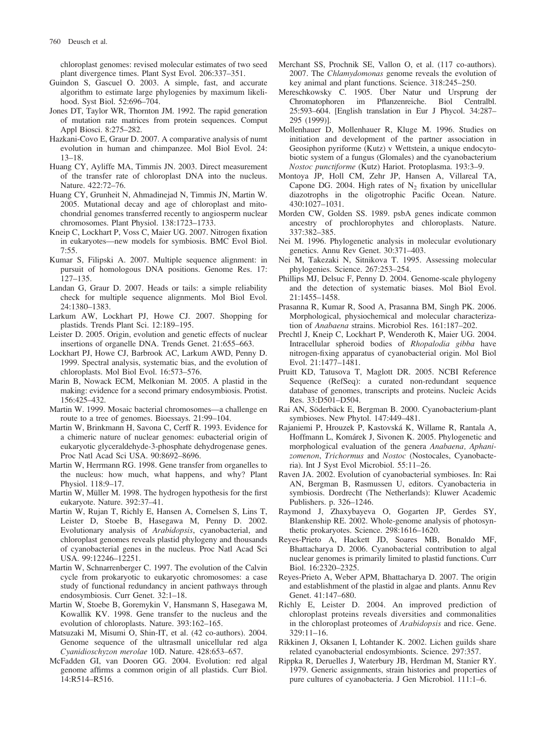chloroplast genomes: revised molecular estimates of two seed plant divergence times. Plant Syst Evol. 206:337–351.

Guindon S, Gascuel O. 2003. A simple, fast, and accurate algorithm to estimate large phylogenies by maximum likelihood. Syst Biol. 52:696–704.

Jones DT, Taylor WR, Thornton JM. 1992. The rapid generation of mutation rate matrices from protein sequences. Comput Appl Biosci. 8:275–282.

Hazkani-Covo E, Graur D. 2007. A comparative analysis of numt evolution in human and chimpanzee. Mol Biol Evol. 24: 13–18.

Huang CY, Ayliffe MA, Timmis JN. 2003. Direct measurement of the transfer rate of chloroplast DNA into the nucleus. Nature. 422:72–76.

Huang CY, Grunheit N, Ahmadinejad N, Timmis JN, Martin W. 2005. Mutational decay and age of chloroplast and mitochondrial genomes transferred recently to angiosperm nuclear chromosomes. Plant Physiol. 138:1723–1733.

Kneip C, Lockhart P, Voss C, Maier UG. 2007. Nitrogen fixation in eukaryotes—new models for symbiosis. BMC Evol Biol. 7:55.

Kumar S, Filipski A. 2007. Multiple sequence alignment: in pursuit of homologous DNA positions. Genome Res. 17: 127–135.

Landan G, Graur D. 2007. Heads or tails: a simple reliability check for multiple sequence alignments. Mol Biol Evol. 24:1380–1383.

Larkum AW, Lockhart PJ, Howe CJ. 2007. Shopping for plastids. Trends Plant Sci. 12:189–195.

Leister D. 2005. Origin, evolution and genetic effects of nuclear insertions of organelle DNA. Trends Genet. 21:655–663.

Lockhart PJ, Howe CJ, Barbrook AC, Larkum AWD, Penny D. 1999. Spectral analysis, systematic bias, and the evolution of chloroplasts. Mol Biol Evol. 16:573–576.

Marin B, Nowack ECM, Melkonian M. 2005. A plastid in the making: evidence for a second primary endosymbiosis. Protist. 156:425–432.

Martin W. 1999. Mosaic bacterial chromosomes—a challenge en route to a tree of genomes. Bioessays. 21:99–104.

Martin W, Brinkmann H, Savona C, Cerff R. 1993. Evidence for a chimeric nature of nuclear genomes: eubacterial origin of eukaryotic glyceraldehyde-3-phosphate dehydrogenase genes. Proc Natl Acad Sci USA. 90:8692–8696.

Martin W, Herrmann RG. 1998. Gene transfer from organelles to the nucleus: how much, what happens, and why? Plant Physiol. 118:9–17.

Martin W, Müller M. 1998. The hydrogen hypothesis for the first eukaryote. Nature. 392:37–41.

Martin W, Rujan T, Richly E, Hansen A, Cornelsen S, Lins T, Leister D, Stoebe B, Hasegawa M, Penny D. 2002. Evolutionary analysis of *Arabidopsis*, cyanobacterial, and chloroplast genomes reveals plastid phylogeny and thousands of cyanobacterial genes in the nucleus. Proc Natl Acad Sci USA. 99:12246–12251.

Martin W, Schnarrenberger C. 1997. The evolution of the Calvin cycle from prokaryotic to eukaryotic chromosomes: a case study of functional redundancy in ancient pathways through endosymbiosis. Curr Genet. 32:1–18.

Martin W, Stoebe B, Goremykin V, Hansmann S, Hasegawa M, Kowallik KV. 1998. Gene transfer to the nucleus and the evolution of chloroplasts. Nature. 393:162–165.

Matsuzaki M, Misumi O, Shin-IT, et al. (42 co-authors). 2004. Genome sequence of the ultrasmall unicellular red alga *Cyanidioschyzon merolae* 10D. Nature. 428:653–657.

McFadden GI, van Dooren GG. 2004. Evolution: red algal genome affirms a common origin of all plastids. Curr Biol. 14:R514–R516.

Merchant SS, Prochnik SE, Vallon O, et al. (117 co-authors). 2007. The *Chlamydomonas* genome reveals the evolution of key animal and plant functions. Science. 318:245–250.

Mereschkowsky C. 1905. Über Natur und Ursprung der Chromatophoren im Pflanzenreiche. Biol Centralbl. 25:593–604. [English translation in Eur J Phycol. 34:287–295 (1999)].

Mollenhauer D, Mollenhauer R, Kluge M. 1996. Studies on initiation and development of the partner association in Geosiphon pyriforme (Kutz) v Wettstein, a unique endocytobiotic system of a fungus (Glomales) and the cyanobacterium *Nostoc punctiforme* (Kutz) Hariot. Protoplasma. 193:3–9.

Montoya JP, Holl CM, Zehr JP, Hansen A, Villareal TA, Capone DG. 2004. High rates of $N_2$ fixation by unicellular diazotrophs in the oligotrophic Pacific Ocean. Nature. 430:1027–1031.

Morden CW, Golden SS. 1989. psbA genes indicate common ancestry of prochlorophytes and chloroplasts. Nature. 337:382–385.

Nei M. 1996. Phylogenetic analysis in molecular evolutionary genetics. Annu Rev Genet. 30:371–403.

Nei M, Takezaki N, Sitnikova T. 1995. Assessing molecular phylogenies. Science. 267:253–254.

Phillips MJ, Delsuc F, Penny D. 2004. Genome-scale phylogeny and the detection of systematic biases. Mol Biol Evol. 21:1455–1458.

Prasanna R, Kumar R, Sood A, Prasanna BM, Singh PK. 2006. Morphological, physiochemical and molecular characterization of *Anabaena* strains. Microbiol Res. 161:187–202.

Prechtl J, Kneip C, Lockhart P, Wenderoth K, Maier UG. 2004. Intracellular spheroid bodies of *Rhopalodia gibba* have nitrogen-fixing apparatus of cyanobacterial origin. Mol Biol Evol. 21:1477–1481.

Pruitt KD, Tatusova T, Maglott DR. 2005. NCBI Reference Sequence (RefSeq): a curated non-redundant sequence database of genomes, transcripts and proteins. Nucleic Acids Res. 33:D501–D504.

Rai AN, Söderbäck E, Bergman B. 2000. Cyanobacterium-plant symbioses. New Phytol. 147:449–481.

Rajaniemi P, Hrouzek P, Kastovská K, Willame R, Rantala A, Hoffmann L, Komárek J, Sivonen K. 2005. Phylogenetic and morphological evaluation of the genera *Anabaena, Aphanizomenon*, *Trichormus* and *Nostoc* (Nostocales, Cyanobacteria). Int J Syst Evol Microbiol. 55:11–26.

Raven JA. 2002. Evolution of cyanobacterial symbioses. In: Rai AN, Bergman B, Rasmussen U, editors. Cyanobacteria in symbiosis. Dordrecht (The Netherlands): Kluwer Academic Publishers. p. 326–1246.

Raymond J, Zhaxybayeva O, Gogarten JP, Gerdes SY, Blankenship RE. 2002. Whole-genome analysis of photosynthetic prokaryotes. Science. 298:1616–1620.

Reyes-Prieto A, Hackett JD, Soares MB, Bonaldo MF, Bhattacharya D. 2006. Cyanobacterial contribution to algal nuclear genomes is primarily limited to plastid functions. Curr Biol. 16:2320–2325.

Reyes-Prieto A, Weber APM, Bhattacharya D. 2007. The origin and establishment of the plastid in algae and plants. Annu Rev Genet. 41:147–680.

Richly E, Leister D. 2004. An improved prediction of chloroplast proteins reveals diversities and commonalities in the chloroplast proteomes of *Arabidopsis* and rice. Gene. 329:11–16.

Rikkinen J, Oksanen I, Lohtander K. 2002. Lichen guilds share related cyanobacterial endosymbionts. Science. 297:357.

Rippka R, Deruelles J, Waterbury JB, Herdman M, Stanier RY. 1979. Generic assignments, strain histories and properties of pure cultures of cyanobacteria. J Gen Microbiol. 111:1–6.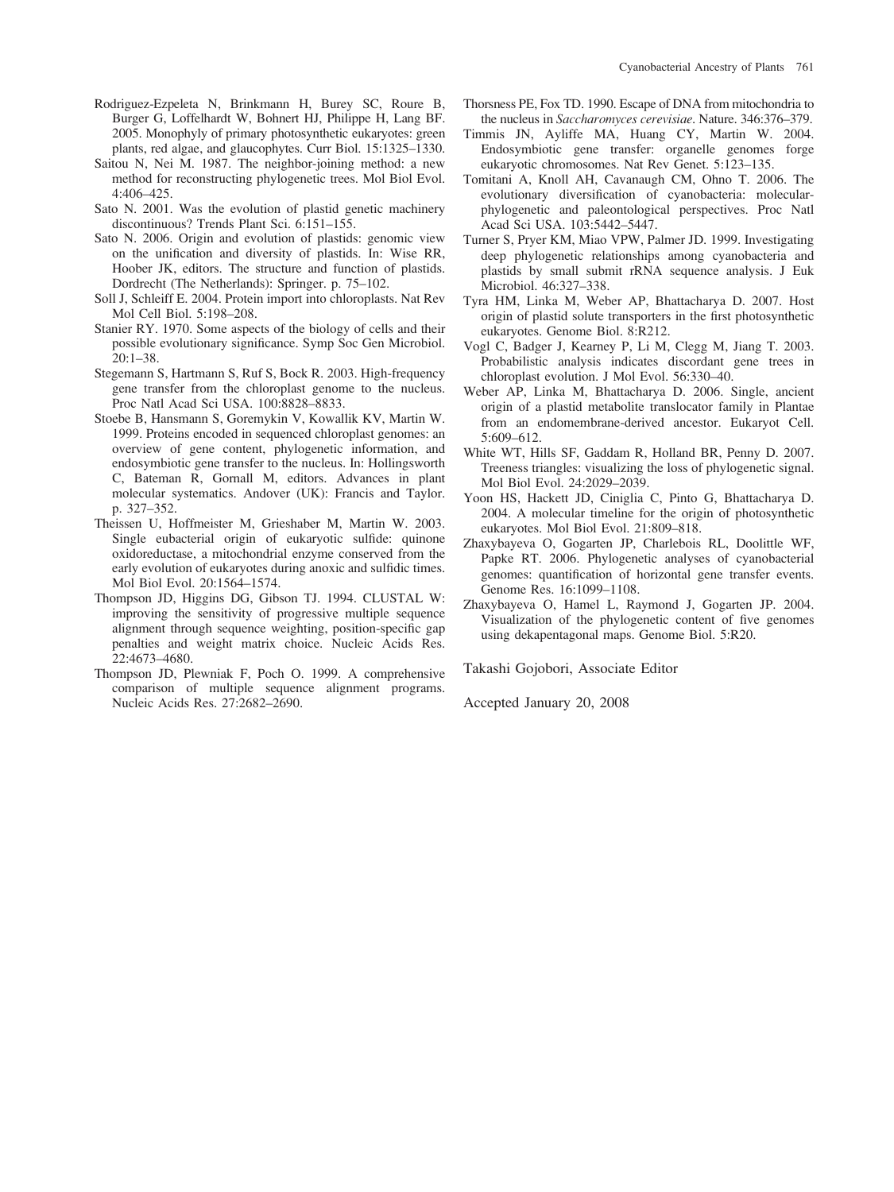Rodriguez-Ezpeleta N, Brinkmann H, Burey SC, Roure B, Burger G, Loffelhardt W, Bohnert HJ, Philippe H, Lang BF. 2005. Monophyly of primary photosynthetic eukaryotes: green plants, red algae, and glaucophytes. Curr Biol. 15:1325–1330.

Saitou N, Nei M. 1987. The neighbor-joining method: a new method for reconstructing phylogenetic trees. Mol Biol Evol. 4:406–425.

Sato N. 2001. Was the evolution of plastid genetic machinery discontinuous? Trends Plant Sci. 6:151–155.

Sato N. 2006. Origin and evolution of plastids: genomic view on the unification and diversity of plastids. In: Wise RR, Hoober JK, editors. The structure and function of plastids. Dordrecht (The Netherlands): Springer. p. 75–102.

Soll J, Schleiff E. 2004. Protein import into chloroplasts. Nat Rev Mol Cell Biol. 5:198–208.

Stanier RY. 1970. Some aspects of the biology of cells and their possible evolutionary significance. Symp Soc Gen Microbiol. 20:1–38.

Stegemann S, Hartmann S, Ruf S, Bock R. 2003. High-frequency gene transfer from the chloroplast genome to the nucleus. Proc Natl Acad Sci USA. 100:8828–8833.

Stoebe B, Hansmann S, Goremykin V, Kowallik KV, Martin W. 1999. Proteins encoded in sequenced chloroplast genomes: an overview of gene content, phylogenetic information, and endosymbiotic gene transfer to the nucleus. In: Hollingsworth C, Bateman R, Gornall M, editors. Advances in plant molecular systematics. Andover (UK): Francis and Taylor. p. 327–352.

Theissen U, Hoffmeister M, Grieshaber M, Martin W. 2003. Single eubacterial origin of eukaryotic sulfide: quinone oxidoreductase, a mitochondrial enzyme conserved from the early evolution of eukaryotes during anoxic and sulfidic times. Mol Biol Evol. 20:1564–1574.

Thompson JD, Higgins DG, Gibson TJ. 1994. CLUSTAL W: improving the sensitivity of progressive multiple sequence alignment through sequence weighting, position-specific gap penalties and weight matrix choice. Nucleic Acids Res. 22:4673–4680.

Thompson JD, Plewniak F, Poch O. 1999. A comprehensive comparison of multiple sequence alignment programs. Nucleic Acids Res. 27:2682–2690.

Thorsness PE, Fox TD. 1990. Escape of DNA from mitochondria to the nucleus in *Saccharomyces cerevisiae*. Nature. 346:376–379.

Timmis JN, Ayliffe MA, Huang CY, Martin W. 2004. Endosymbiotic gene transfer: organelle genomes forge eukaryotic chromosomes. Nat Rev Genet. 5:123–135.

Tomitani A, Knoll AH, Cavanaugh CM, Ohno T. 2006. The evolutionary diversification of cyanobacteria: molecular-phylogenetic and paleontological perspectives. Proc Natl Acad Sci USA. 103:5442–5447.

Turner S, Pryer KM, Miao VPW, Palmer JD. 1999. Investigating deep phylogenetic relationships among cyanobacteria and plastids by small submit rRNA sequence analysis. J Euk Microbiol. 46:327–338.

Tyra HM, Linka M, Weber AP, Bhattacharya D. 2007. Host origin of plastid solute transporters in the first photosynthetic eukaryotes. Genome Biol. 8:R212.

Vogl C, Badger J, Kearney P, Li M, Clegg M, Jiang T. 2003. Probabilistic analysis indicates discordant gene trees in chloroplast evolution. J Mol Evol. 56:330–40.

Weber AP, Linka M, Bhattacharya D. 2006. Single, ancient origin of a plastid metabolite translocator family in Plantae from an endomembrane-derived ancestor. Eukaryot Cell. 5:609–612.

White WT, Hills SF, Gaddam R, Holland BR, Penny D. 2007. Treeness triangles: visualizing the loss of phylogenetic signal. Mol Biol Evol. 24:2029–2039.

Yoon HS, Hackett JD, Ciniglia C, Pinto G, Bhattacharya D. 2004. A molecular timeline for the origin of photosynthetic eukaryotes. Mol Biol Evol. 21:809–818.

Zhaxybayeva O, Gogarten JP, Charlebois RL, Doolittle WF, Papke RT. 2006. Phylogenetic analyses of cyanobacterial genomes: quantification of horizontal gene transfer events. Genome Res. 16:1099–1108.

Zhaxybayeva O, Hamel L, Raymond J, Gogarten JP. 2004. Visualization of the phylogenetic content of five genomes using dekapentagonal maps. Genome Biol. 5:R20.

Takashi Gojobori, Associate Editor

Accepted January 20, 2008